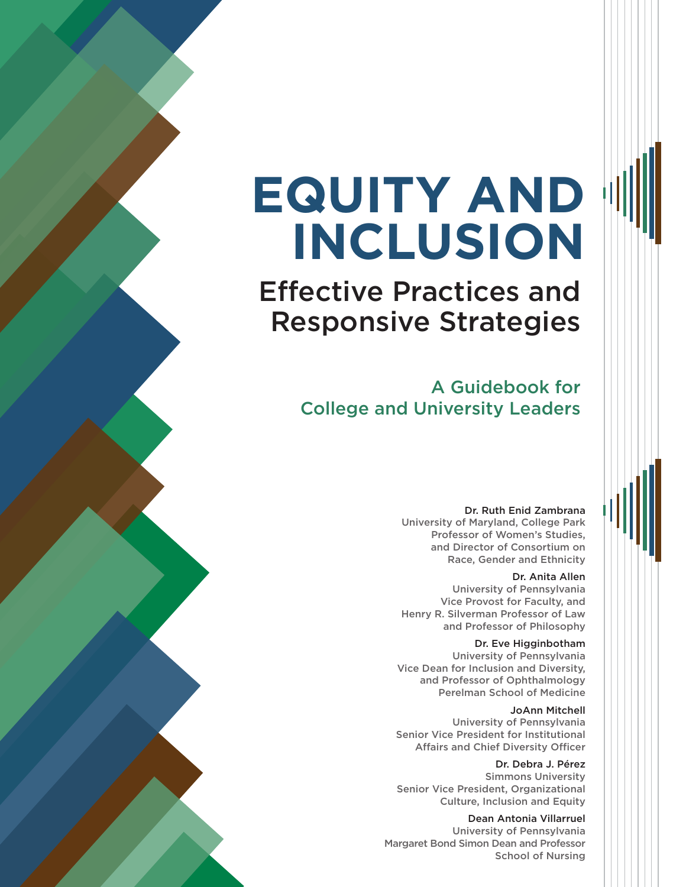# EQUITY AND INCLUSION

## Effective Practices and Responsive Strategies

### A Guidebook for College and University Leaders

Dr. Ruth Enid Zambrana
University of Maryland, College Park
Professor of Women's Studies, and Director of Consortium on Race, Gender and Ethnicity

Dr. Anita Allen
University of Pennsylvania
Vice Provost for Faculty, and Henry R. Silverman Professor of Law and Professor of Philosophy

Dr. Eve Higginbotham
University of Pennsylvania
Vice Dean for Inclusion and Diversity, and Professor of Ophthalmology
Perelman School of Medicine

JoAnn Mitchell
University of Pennsylvania
Senior Vice President for Institutional Affairs and Chief Diversity Officer

Dr. Debra J. Pérez
Simmons University
Senior Vice President, Organizational Culture, Inclusion and Equity

Dean Antonia Villarruel
University of Pennsylvania
Margaret Bond Simon Dean and Professor
School of Nursing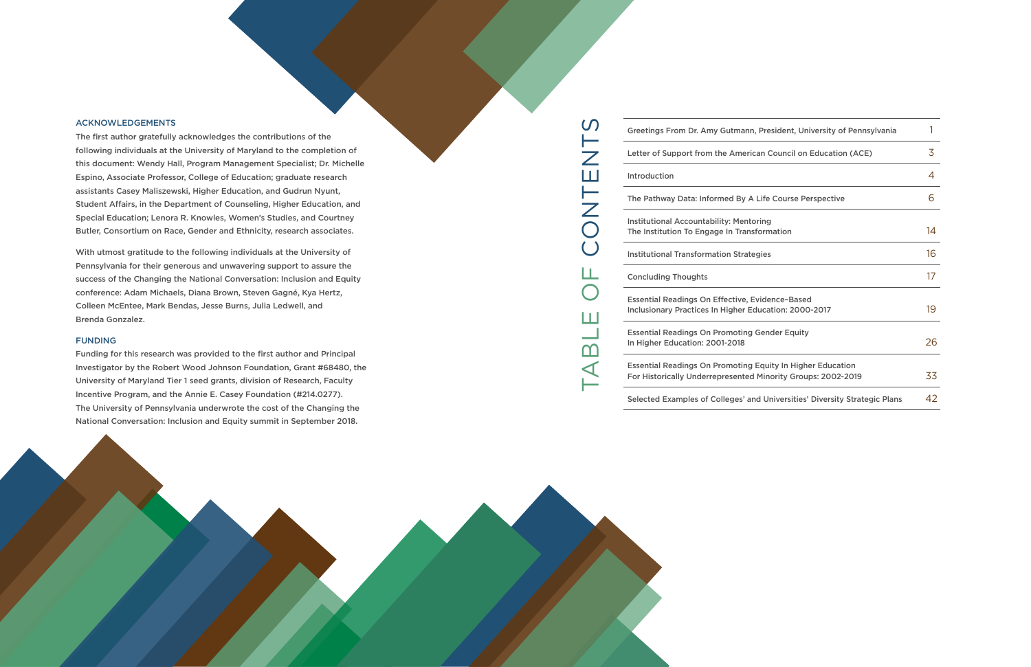## ACKNOWLEDGEMENTS

The first author gratefully acknowledges the contributions of the following individuals at the University of Maryland to the completion of this document: Wendy Hall, Program Management Specialist; Dr. Michelle Espino, Associate Professor, College of Education; graduate research assistants Casey Maliszewski, Higher Education, and Gudrun Nyunt, Student Affairs, in the Department of Counseling, Higher Education, and Special Education; Lenora R. Knowles, Women's Studies, and Courtney Butler, Consortium on Race, Gender and Ethnicity, research associates.

With utmost gratitude to the following individuals at the University of Pennsylvania for their generous and unwavering support to assure the success of the Changing the National Conversation: Inclusion and Equity conference: Adam Michaels, Diana Brown, Steven Gagné, Kya Hertz, Colleen McEntee, Mark Bendas, Jesse Burns, Julia Ledwell, and Brenda Gonzalez.

## FUNDING

Funding for this research was provided to the first author and Principal Investigator by the Robert Wood Johnson Foundation, Grant #68480, the University of Maryland Tier 1 seed grants, division of Research, Faculty Incentive Program, and the Annie E. Casey Foundation (#214.0277). The University of Pennsylvania underwrote the cost of the Changing the National Conversation: Inclusion and Equity summit in September 2018.

## TABLE OF CONTENTS

| Section | Page |
| --- | --- |
| Greetings From Dr. Amy Gutmann, President, University of Pennsylvania | 1 |
| Letter of Support from the American Council on Education (ACE) | 3 |
| Introduction | 4 |
| The Pathway Data: Informed By A Life Course Perspective | 6 |
| Institutional Accountability: Mentoring The Institution To Engage In Transformation | 14 |
| Institutional Transformation Strategies | 16 |
| Concluding Thoughts | 17 |
| Essential Readings On Effective, Evidence-Based Inclusionary Practices In Higher Education: 2000-2017 | 19 |
| Essential Readings On Promoting Gender Equity In Higher Education: 2001-2018 | 26 |
| Essential Readings On Promoting Equity In Higher Education For Historically Underrepresented Minority Groups: 2002-2019 | 33 |
| Selected Examples of Colleges' and Universities' Diversity Strategic Plans | 42 |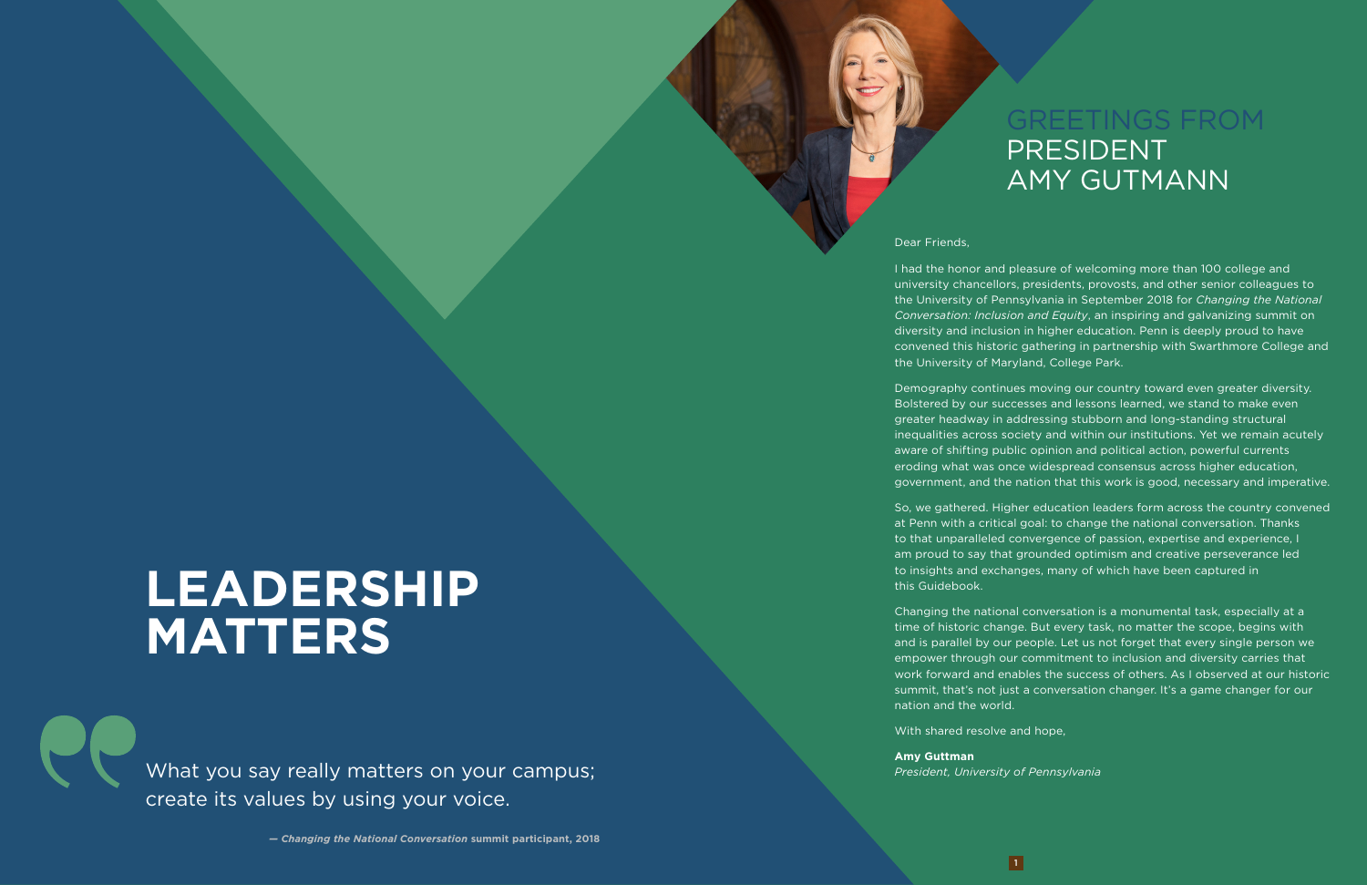# LEADERSHIP MATTERS

What you say really matters on your campus; create its values by using your voice.

— ***Changing the National Conversation* summit participant, 2018**

## GREETINGS FROM PRESIDENT AMY GUTMANN

Dear Friends,

I had the honor and pleasure of welcoming more than 100 college and university chancellors, presidents, provosts, and other senior colleagues to the University of Pennsylvania in September 2018 for *Changing the National Conversation: Inclusion and Equity*, an inspiring and galvanizing summit on diversity and inclusion in higher education. Penn is deeply proud to have convened this historic gathering in partnership with Swarthmore College and the University of Maryland, College Park.

Demography continues moving our country toward even greater diversity. Bolstered by our successes and lessons learned, we stand to make even greater headway in addressing stubborn and long-standing structural inequalities across society and within our institutions. Yet we remain acutely aware of shifting public opinion and political action, powerful currents eroding what was once widespread consensus across higher education, government, and the nation that this work is good, necessary and imperative.

So, we gathered. Higher education leaders form across the country convened at Penn with a critical goal: to change the national conversation. Thanks to that unparalleled convergence of passion, expertise and experience, I am proud to say that grounded optimism and creative perseverance led to insights and exchanges, many of which have been captured in this Guidebook.

Changing the national conversation is a monumental task, especially at a time of historic change. But every task, no matter the scope, begins with and is parallel by our people. Let us not forget that every single person we empower through our commitment to inclusion and diversity carries that work forward and enables the success of others. As I observed at our historic summit, that's not just a conversation changer. It's a game changer for our nation and the world.

With shared resolve and hope,

**Amy Guttman**
*President, University of Pennsylvania*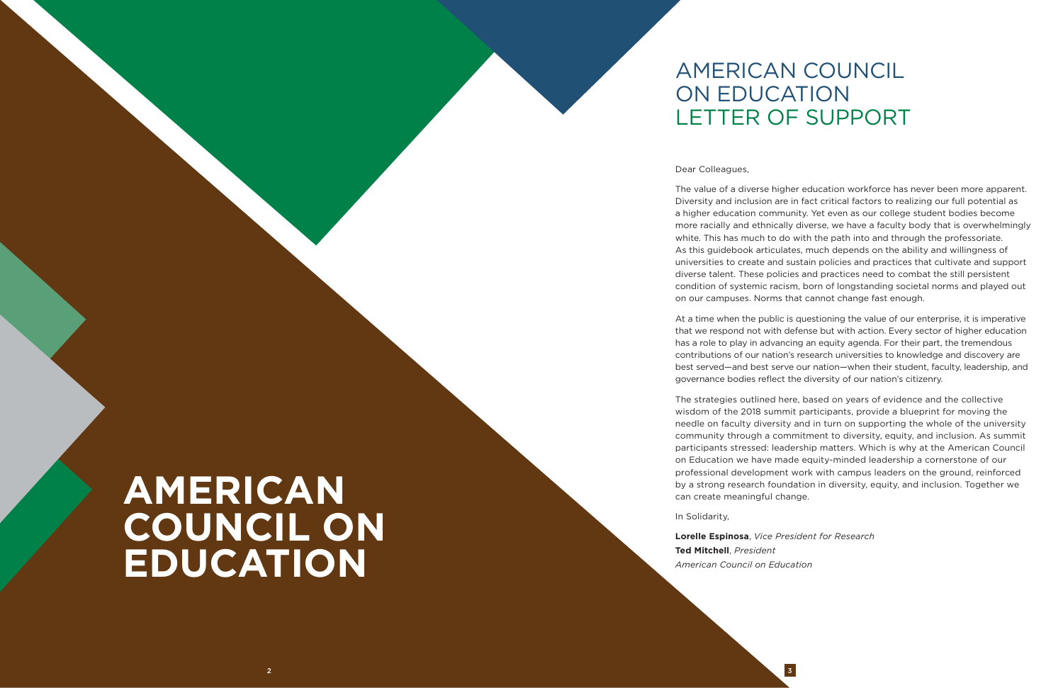# AMERICAN COUNCIL ON EDUCATION

## AMERICAN COUNCIL ON EDUCATION LETTER OF SUPPORT

Dear Colleagues,

The value of a diverse higher education workforce has never been more apparent. Diversity and inclusion are in fact critical factors to realizing our full potential as a higher education community. Yet even as our college student bodies become more racially and ethnically diverse, we have a faculty body that is overwhelmingly white. This has much to do with the path into and through the professoriate. As this guidebook articulates, much depends on the ability and willingness of universities to create and sustain policies and practices that cultivate and support diverse talent. These policies and practices need to combat the still persistent condition of systemic racism, born of longstanding societal norms and played out on our campuses. Norms that cannot change fast enough.

At a time when the public is questioning the value of our enterprise, it is imperative that we respond not with defense but with action. Every sector of higher education has a role to play in advancing an equity agenda. For their part, the tremendous contributions of our nation's research universities to knowledge and discovery are best served—and best serve our nation—when their student, faculty, leadership, and governance bodies reflect the diversity of our nation's citizenry.

The strategies outlined here, based on years of evidence and the collective wisdom of the 2018 summit participants, provide a blueprint for moving the needle on faculty diversity and in turn on supporting the whole of the university community through a commitment to diversity, equity, and inclusion. As summit participants stressed: leadership matters. Which is why at the American Council on Education we have made equity-minded leadership a cornerstone of our professional development work with campus leaders on the ground, reinforced by a strong research foundation in diversity, equity, and inclusion. Together we can create meaningful change.

In Solidarity,

**Lorelle Espinosa**, *Vice President for Research*
**Ted Mitchell**, *President*
*American Council on Education*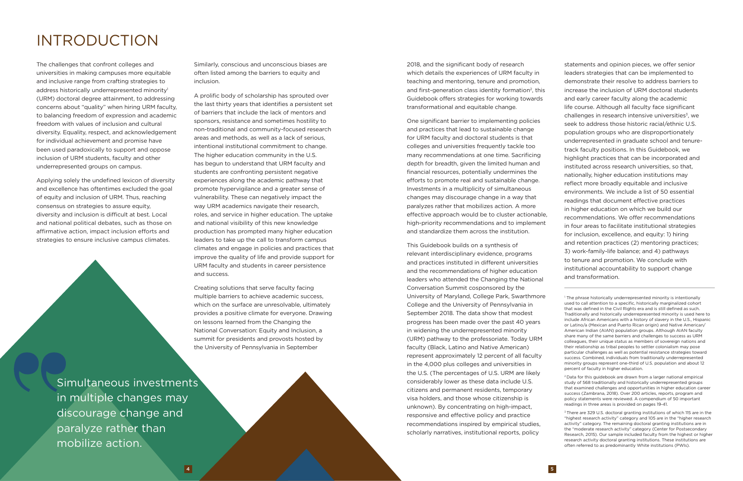# INTRODUCTION

The challenges that confront colleges and universities in making campuses more equitable and inclusive range from crafting strategies to address historically underrepresented minority[1] (URM) doctoral degree attainment, to addressing concerns about "quality" when hiring URM faculty, to balancing freedom of expression and academic freedom with values of inclusion and cultural diversity. Equality, respect, and acknowledgement for individual achievement and promise have been used paradoxically to support and oppose inclusion of URM students, faculty and other underrepresented groups on campus.

Applying solely the undefined lexicon of diversity and excellence has oftentimes excluded the goal of equity and inclusion of URM. Thus, reaching consensus on strategies to assure equity, diversity and inclusion is difficult at best. Local and national political debates, such as those on affirmative action, impact inclusion efforts and strategies to ensure inclusive campus climates.

Similarly, conscious and unconscious biases are often listed among the barriers to equity and inclusion.

A prolific body of scholarship has sprouted over the last thirty years that identifies a persistent set of barriers that include the lack of mentors and sponsors, resistance and sometimes hostility to non-traditional and community-focused research areas and methods, as well as a lack of serious, intentional institutional commitment to change. The higher education community in the U.S. has begun to understand that URM faculty and students are confronting persistent negative experiences along the academic pathway that promote hypervigilance and a greater sense of vulnerability. These can negatively impact the way URM academics navigate their research, roles, and service in higher education. The uptake and national visibility of this new knowledge production has prompted many higher education leaders to take up the call to transform campus climates and engage in policies and practices that improve the quality of life and provide support for URM faculty and students in career persistence and success.

Creating solutions that serve faculty facing multiple barriers to achieve academic success, which on the surface are unresolvable, ultimately provides a positive climate for everyone. Drawing on lessons learned from the Changing the National Conversation: Equity and Inclusion, a summit for presidents and provosts hosted by the University of Pennsylvania in September 2018, and the significant body of research which details the experiences of URM faculty in teaching and mentoring, tenure and promotion, and first-generation class identity formation[2], this Guidebook offers strategies for working towards transformational and equitable change.

> Simultaneous investments in multiple changes may discourage change and paralyze rather than mobilize action.

One significant barrier to implementing policies and practices that lead to sustainable change for URM faculty and doctoral students is that colleges and universities frequently tackle too many recommendations at one time. Sacrificing depth for breadth, given the limited human and financial resources, potentially undermines the efforts to promote real and sustainable change. Investments in a multiplicity of simultaneous changes may discourage change in a way that paralyzes rather than mobilizes action. A more effective approach would be to cluster actionable, high-priority recommendations and to implement and standardize them across the institution.

This Guidebook builds on a synthesis of relevant interdisciplinary evidence, programs and practices instituted in different universities and the recommendations of higher education leaders who attended the Changing the National Conversation Summit cosponsored by the University of Maryland, College Park, Swarthmore College and the University of Pennsylvania in September 2018. The data show that modest progress has been made over the past 40 years in widening the underrepresented minority (URM) pathway to the professoriate. Today URM faculty (Black, Latino and Native American) represent approximately 12 percent of all faculty in the 4,000 plus colleges and universities in the U.S. (The percentages of U.S. URM are likely considerably lower as these data include U.S. citizens and permanent residents, temporary visa holders, and those whose citizenship is unknown). By concentrating on high-impact, responsive and effective policy and practice recommendations inspired by empirical studies, scholarly narratives, institutional reports, policy statements and opinion pieces, we offer senior leaders strategies that can be implemented to demonstrate their resolve to address barriers to increase the inclusion of URM doctoral students and early career faculty along the academic life course. Although all faculty face significant challenges in research intensive universities[3], we seek to address those historic racial/ethnic U.S. population groups who are disproportionately underrepresented in graduate school and tenure-track faculty positions. In this Guidebook, we highlight practices that can be incorporated and instituted across research universities, so that, nationally, higher education institutions may reflect more broadly equitable and inclusive environments. We include a list of 50 essential readings that document effective practices in higher education on which we build our recommendations. We offer recommendations in four areas to facilitate institutional strategies for inclusion, excellence, and equity: 1) hiring and retention practices (2) mentoring practices; 3) work-family-life balance; and 4) pathways to tenure and promotion. We conclude with institutional accountability to support change and transformation.

---

[1] The phrase historically underrepresented minority is intentionally used to call attention to a specific, historically marginalized cohort that was defined in the Civil Rights era and is still defined as such. Traditionally and historically underrepresented minority is used here to include African Americans with a history of slavery in the U.S., Hispanic or Latino/a (Mexican and Puerto Rican origin) and Native American/American Indian (AIAN) population groups. Although AIAN faculty share many of the same barriers and challenges to success as URM colleagues, their unique status as members of sovereign nations and their relationship as tribal peoples to settler colonialism may pose particular challenges as well as potential resistance strategies toward success. Combined, individuals from traditionally underrepresented minority groups represent one-third of U.S. population and about 12 percent of faculty in higher education.

[2] Data for this guidebook are drawn from a larger national empirical study of 568 traditionally and historically underrepresented groups that examined challenges and opportunities in higher education career success (Zambrana, 2018). Over 200 articles, reports, program and policy statements were reviewed. A compendium of 50 important readings in three areas is provided on pages 19-41.

[3] There are 329 U.S. doctoral granting institutions of which 115 are in the "highest research activity" category and 105 are in the "higher research activity" category. The remaining doctoral granting institutions are in the "moderate research activity" category (Center for Postsecondary Research, 2015). Our sample included faculty from the highest or higher research activity doctoral granting institutions. These institutions are often referred to as predominantly White institutions (PWIs).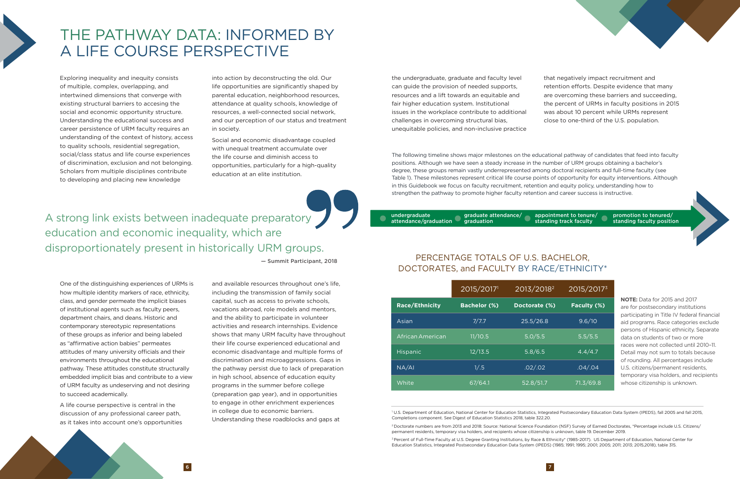# THE PATHWAY DATA: INFORMED BY A LIFE COURSE PERSPECTIVE

Exploring inequality and inequity consists of multiple, complex, overlapping, and intertwined dimensions that converge with existing structural barriers to accesing the social and economic opportunity structure. Understanding the educational success and career persistence of URM faculty requires an understanding of the context of history, access to quality schools, residential segregation, social/class status and life course experiences of discrimination, exclusion and not belonging. Scholars from multiple disciplines contribute to developing and placing new knowledge into action by deconstructing the old. Our life opportunities are significantly shaped by parental education, neighborhood resources, attendance at quality schools, knowledge of resources, a well-connected social network, and our perception of our status and treatment in society.

Social and economic disadvantage coupled with unequal treatment accumulate over the life course and diminish access to opportunities, particularly for a high-quality education at an elite institution.

> A strong link exists between inadequate preparatory education and economic inequality, which are disproportionately present in historically URM groups.
>
> — Summit Participant, 2018

One of the distinguishing experiences of URMs is how multiple identity markers of race, ethnicity, class, and gender permeate the implicit biases of institutional agents such as faculty peers, department chairs, and deans. Historic and contemporary stereotypic representations of these groups as inferior and being labeled as "affirmative action babies" permeates attitudes of many university officials and their environments throughout the educational pathway. These attitudes constitute structurally embedded implicit bias and contribute to a view of URM faculty as undeserving and not desiring to succeed academically.

A life course perspective is central in the discussion of any professional career path, as it takes into account one's opportunities and available resources throughout one's life, including the transmission of family social capital, such as access to private schools, vacations abroad, role models and mentors, and the ability to participate in volunteer activities and research internships. Evidence shows that many URM faculty have throughout their life course experienced educational and economic disadvantage and multiple forms of discrimination and microaggressions. Gaps in the pathway persist due to lack of preparation in high school, absence of education equity programs in the summer before college (preparation gap year), and in opportunities to engage in other enrichment experiences in college due to economic barriers. Understanding these roadblocks and gaps at the undergraduate, graduate and faculty level can guide the provision of needed supports, resources and a lift towards an equitable and fair higher education system. Institutional issues in the workplace contribute to additional challenges in overcoming structural bias, unequitable policies, and non-inclusive practice that negatively impact recruitment and retention efforts. Despite evidence that many are overcoming these barriers and succeeding, the percent of URMs in faculty positions in 2015 was about 10 percent while URMs represent close to one-third of the U.S. population.

The following timeline shows major milestones on the educational pathway of candidates that feed into faculty positions. Although we have seen a steady increase in the number of URM groups obtaining a bachelor's degree, these groups remain vastly underrepresented among doctoral recipients and full-time faculty (see Table 1). These milestones represent critical life course points of opportunity for equity interventions. Although in this Guidebook we focus on faculty recruitment, retention and equity policy, understanding how to strengthen the pathway to promote higher faculty retention and career success is instructive.

- undergraduate attendance/graduation
- graduate attendance/ graduation
- appointment to tenure/ standing track faculty
- promotion to tenured/ standing faculty position

## PERCENTAGE TOTALS OF U.S. BACHELOR, DOCTORATES, and FACULTY BY RACE/ETHNICITY*

| | 2015/2017[1] | 2013/2018[2] | 2015/2017[3] |
|---|---|---|---|
| **Race/Ethnicity** | **Bachelor (%)** | **Doctorate (%)** | **Faculty (%)** |
| Asian | 7/7.7 | 25.5/26.8 | 9.6/10 |
| African American | 11/10.5 | 5.0/5.5 | 5.5/5.5 |
| Hispanic | 12/13.5 | 5.8/6.5 | 4.4/4.7 |
| NA/AI | 1/.5 | .02/.02 | .04/.04 |
| White | 67/64.1 | 52.8/51.7 | 71.3/69.8 |

**NOTE:** Data for 2015 and 2017 are for postsecondary institutions participating in Title IV federal financial aid programs. Race categories exclude persons of Hispanic ethnicity. Separate data on students of two or more races were not collected until 2010–11. Detail may not sum to totals because of rounding. All percentages include U.S. citizens/permanent residents, temporary visa holders, and recipients whose citizenship is unknown.

[1] U.S. Department of Education, National Center for Education Statistics, Integrated Postsecondary Education Data System (IPEDS), fall 2005 and fall 2015, Completions component. See Digest of Education Statistics 2018, table 322.20.

[2] Doctorate numbers are from 2013 and 2018: Source: National Science Foundation (NSF) Survey of Earned Doctorates, *Percentage include U.S. Citizens/ permanent residents, temporary visa holders, and recipients whose citizenship is unknown, table 19. December 2019.

[3] Percent of Full-Time Faculty at U.S. Degree Granting Institutions, by Race & Ethnicity* (1985-2017). US Department of Education, National Center for Education Statistics, Integrated Postsecondary Education Data System (IPEDS) (1985; 1991; 1995; 2001; 2005; 2011; 2013; 2015,2018), table 315.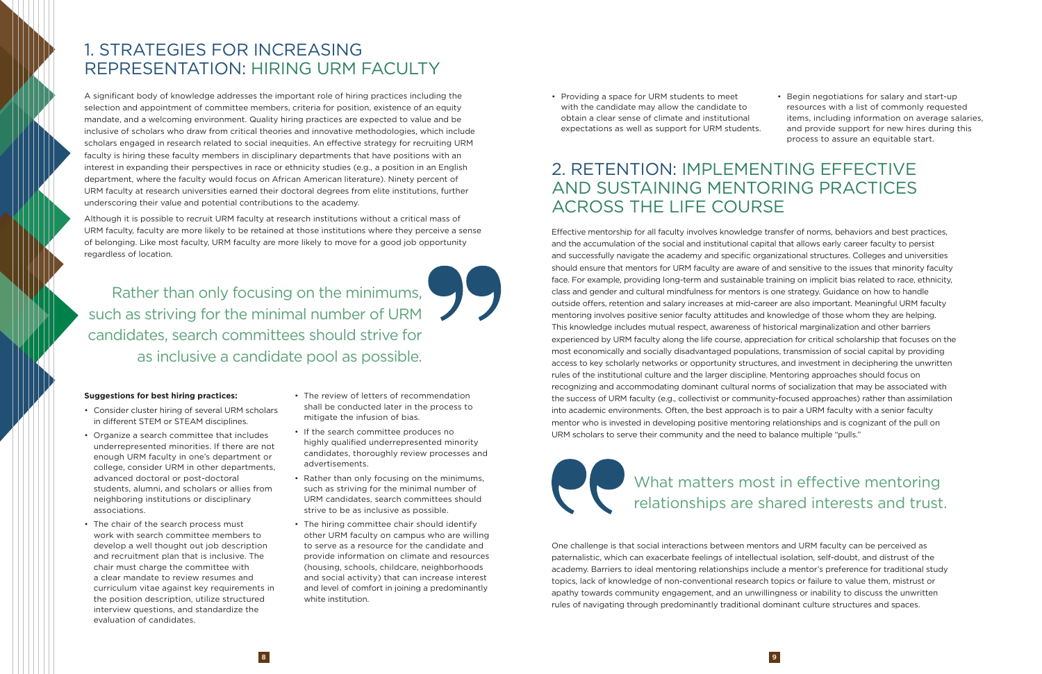# 1. STRATEGIES FOR INCREASING REPRESENTATION: HIRING URM FACULTY

A significant body of knowledge addresses the important role of hiring practices including the selection and appointment of committee members, criteria for position, existence of an equity mandate, and a welcoming environment. Quality hiring practices are expected to value and be inclusive of scholars who draw from critical theories and innovative methodologies, which include scholars engaged in research related to social inequities. An effective strategy for recruiting URM faculty is hiring these faculty members in disciplinary departments that have positions with an interest in expanding their perspectives in race or ethnicity studies (e.g., a position in an English department, where the faculty would focus on African American literature). Ninety percent of URM faculty at research universities earned their doctoral degrees from elite institutions, further underscoring their value and potential contributions to the academy.

Although it is possible to recruit URM faculty at research institutions without a critical mass of URM faculty, faculty are more likely to be retained at those institutions where they perceive a sense of belonging. Like most faculty, URM faculty are more likely to move for a good job opportunity regardless of location.

> Rather than only focusing on the minimums, such as striving for the minimal number of URM candidates, search committees should strive for as inclusive a candidate pool as possible.

**Suggestions for best hiring practices:**

- Consider cluster hiring of several URM scholars in different STEM or STEAM disciplines.
- Organize a search committee that includes underrepresented minorities. If there are not enough URM faculty in one's department or college, consider URM in other departments, advanced doctoral or post-doctoral students, alumni, and scholars or allies from neighboring institutions or disciplinary associations.
- The chair of the search process must work with search committee members to develop a well thought out job description and recruitment plan that is inclusive. The chair must charge the committee with a clear mandate to review resumes and curriculum vitae against key requirements in the position description, utilize structured interview questions, and standardize the evaluation of candidates.
- The review of letters of recommendation shall be conducted later in the process to mitigate the infusion of bias.
- If the search committee produces no highly qualified underrepresented minority candidates, thoroughly review processes and advertisements.
- Rather than only focusing on the minimums, such as striving for the minimal number of URM candidates, search committees should strive to be as inclusive as possible.
- The hiring committee chair should identify other URM faculty on campus who are willing to serve as a resource for the candidate and provide information on climate and resources (housing, schools, childcare, neighborhoods and social activity) that can increase interest and level of comfort in joining a predominantly white institution.
- Providing a space for URM students to meet with the candidate may allow the candidate to obtain a clear sense of climate and institutional expectations as well as support for URM students.
- Begin negotiations for salary and start-up resources with a list of commonly requested items, including information on average salaries, and provide support for new hires during this process to assure an equitable start.

# 2. RETENTION: IMPLEMENTING EFFECTIVE AND SUSTAINING MENTORING PRACTICES ACROSS THE LIFE COURSE

Effective mentorship for all faculty involves knowledge transfer of norms, behaviors and best practices, and the accumulation of the social and institutional capital that allows early career faculty to persist and successfully navigate the academy and specific organizational structures. Colleges and universities should ensure that mentors for URM faculty are aware of and sensitive to the issues that minority faculty face. For example, providing long-term and sustainable training on implicit bias related to race, ethnicity, class and gender and cultural mindfulness for mentors is one strategy. Guidance on how to handle outside offers, retention and salary increases at mid-career are also important. Meaningful URM faculty mentoring involves positive senior faculty attitudes and knowledge of those whom they are helping. This knowledge includes mutual respect, awareness of historical marginalization and other barriers experienced by URM faculty along the life course, appreciation for critical scholarship that focuses on the most economically and socially disadvantaged populations, transmission of social capital by providing access to key scholarly networks or opportunity structures, and investment in deciphering the unwritten rules of the institutional culture and the larger discipline. Mentoring approaches should focus on recognizing and accommodating dominant cultural norms of socialization that may be associated with the success of URM faculty (e.g., collectivist or community-focused approaches) rather than assimilation into academic environments. Often, the best approach is to pair a URM faculty with a senior faculty mentor who is invested in developing positive mentoring relationships and is cognizant of the pull on URM scholars to serve their community and the need to balance multiple "pulls."

> What matters most in effective mentoring relationships are shared interests and trust.

One challenge is that social interactions between mentors and URM faculty can be perceived as paternalistic, which can exacerbate feelings of intellectual isolation, self-doubt, and distrust of the academy. Barriers to ideal mentoring relationships include a mentor's preference for traditional study topics, lack of knowledge of non-conventional research topics or failure to value them, mistrust or apathy towards community engagement, and an unwillingness or inability to discuss the unwritten rules of navigating through predominantly traditional dominant culture structures and spaces.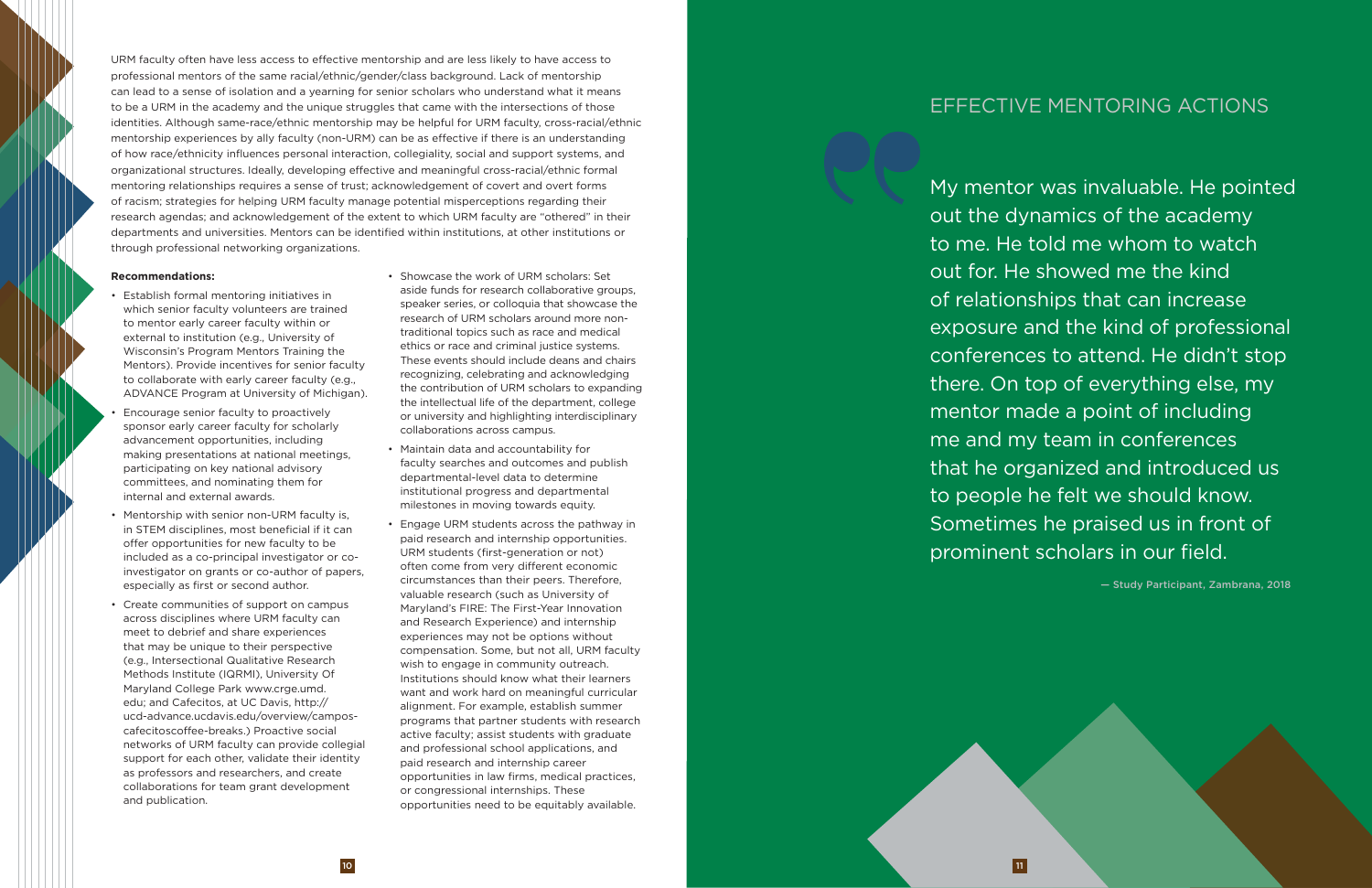URM faculty often have less access to effective mentorship and are less likely to have access to professional mentors of the same racial/ethnic/gender/class background. Lack of mentorship can lead to a sense of isolation and a yearning for senior scholars who understand what it means to be a URM in the academy and the unique struggles that came with the intersections of those identities. Although same-race/ethnic mentorship may be helpful for URM faculty, cross-racial/ethnic mentorship experiences by ally faculty (non-URM) can be as effective if there is an understanding of how race/ethnicity influences personal interaction, collegiality, social and support systems, and organizational structures. Ideally, developing effective and meaningful cross-racial/ethnic formal mentoring relationships requires a sense of trust; acknowledgement of covert and overt forms of racism; strategies for helping URM faculty manage potential misperceptions regarding their research agendas; and acknowledgement of the extent to which URM faculty are "othered" in their departments and universities. Mentors can be identified within institutions, at other institutions or through professional networking organizations.

**Recommendations:**

- Establish formal mentoring initiatives in which senior faculty volunteers are trained to mentor early career faculty within or external to institution (e.g., University of Wisconsin's Program Mentors Training the Mentors). Provide incentives for senior faculty to collaborate with early career faculty (e.g., ADVANCE Program at University of Michigan).
- Encourage senior faculty to proactively sponsor early career faculty for scholarly advancement opportunities, including making presentations at national meetings, participating on key national advisory committees, and nominating them for internal and external awards.
- Mentorship with senior non-URM faculty is, in STEM disciplines, most beneficial if it can offer opportunities for new faculty to be included as a co-principal investigator or co-investigator on grants or co-author of papers, especially as first or second author.
- Create communities of support on campus across disciplines where URM faculty can meet to debrief and share experiences that may be unique to their perspective (e.g., Intersectional Qualitative Research Methods Institute (IQRMI), University Of Maryland College Park www.crge.umd.edu; and Cafecitos, at UC Davis, http://ucd-advance.ucdavis.edu/overview/campos-cafecitoscoffee-breaks.) Proactive social networks of URM faculty can provide collegial support for each other, validate their identity as professors and researchers, and create collaborations for team grant development and publication.
- Showcase the work of URM scholars: Set aside funds for research collaborative groups, speaker series, or colloquia that showcase the research of URM scholars around more non-traditional topics such as race and medical ethics or race and criminal justice systems. These events should include deans and chairs recognizing, celebrating and acknowledging the contribution of URM scholars to expanding the intellectual life of the department, college or university and highlighting interdisciplinary collaborations across campus.
- Maintain data and accountability for faculty searches and outcomes and publish departmental-level data to determine institutional progress and departmental milestones in moving towards equity.
- Engage URM students across the pathway in paid research and internship opportunities. URM students (first-generation or not) often come from very different economic circumstances than their peers. Therefore, valuable research (such as University of Maryland's FIRE: The First-Year Innovation and Research Experience) and internship experiences may not be options without compensation. Some, but not all, URM faculty wish to engage in community outreach. Institutions should know what their learners want and work hard on meaningful curricular alignment. For example, establish summer programs that partner students with research active faculty; assist students with graduate and professional school applications, and paid research and internship career opportunities in law firms, medical practices, or congressional internships. These opportunities need to be equitably available.

## EFFECTIVE MENTORING ACTIONS

> My mentor was invaluable. He pointed out the dynamics of the academy to me. He told me whom to watch out for. He showed me the kind of relationships that can increase exposure and the kind of professional conferences to attend. He didn't stop there. On top of everything else, my mentor made a point of including me and my team in conferences that he organized and introduced us to people he felt we should know. Sometimes he praised us in front of prominent scholars in our field.
>
> — Study Participant, Zambrana, 2018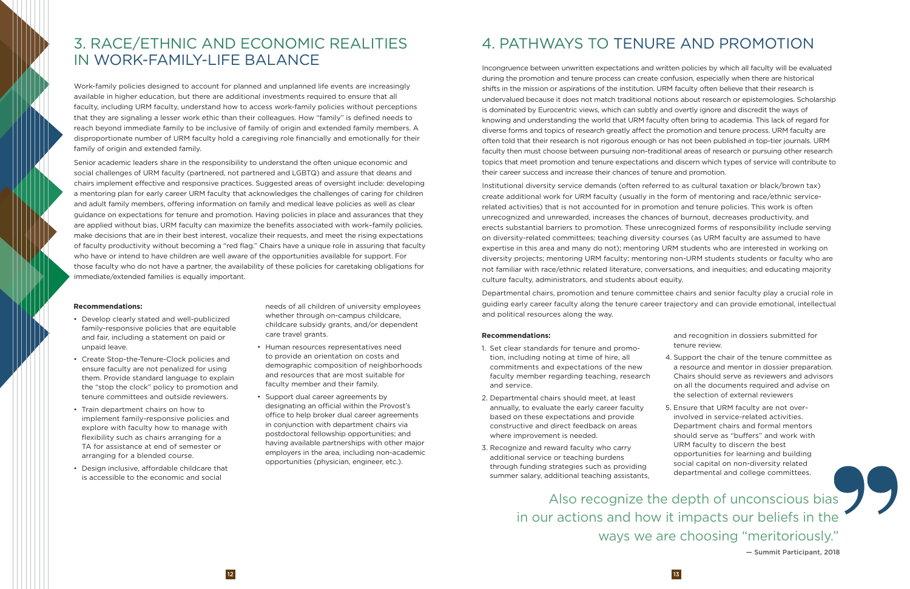## 3. RACE/ETHNIC AND ECONOMIC REALITIES IN WORK-FAMILY-LIFE BALANCE

Work-family policies designed to account for planned and unplanned life events are increasingly available in higher education, but there are additional investments required to ensure that all faculty, including URM faculty, understand how to access work-family policies without perceptions that they are signaling a lesser work ethic than their colleagues. How "family" is defined needs to reach beyond immediate family to be inclusive of family of origin and extended family members. A disproportionate number of URM faculty hold a caregiving role financially and emotionally for their family of origin and extended family.

Senior academic leaders share in the responsibility to understand the often unique economic and social challenges of URM faculty (partnered, not partnered and LGBTQ) and assure that deans and chairs implement effective and responsive practices. Suggested areas of oversight include: developing a mentoring plan for early career URM faculty that acknowledges the challenges of caring for children and adult family members, offering information on family and medical leave policies as well as clear guidance on expectations for tenure and promotion. Having policies in place and assurances that they are applied without bias, URM faculty can maximize the benefits associated with work–family policies, make decisions that are in their best interest, vocalize their requests, and meet the rising expectations of faculty productivity without becoming a "red flag." Chairs have a unique role in assuring that faculty who have or intend to have children are well aware of the opportunities available for support. For those faculty who do not have a partner, the availability of these policies for caretaking obligations for immediate/extended families is equally important.

**Recommendations:**

- Develop clearly stated and well-publicized family-responsive policies that are equitable and fair, including a statement on paid or unpaid leave.
- Create Stop-the-Tenure-Clock policies and ensure faculty are not penalized for using them. Provide standard language to explain the "stop the clock" policy to promotion and tenure committees and outside reviewers.
- Train department chairs on how to implement family-responsive policies and explore with faculty how to manage with flexibility such as chairs arranging for a TA for assistance at end of semester or arranging for a blended course.
- Design inclusive, affordable childcare that is accessible to the economic and social needs of all children of university employees whether through on-campus childcare, childcare subsidy grants, and/or dependent care travel grants.
- Human resources representatives need to provide an orientation on costs and demographic composition of neighborhoods and resources that are most suitable for faculty member and their family.
- Support dual career agreements by designating an official within the Provost's office to help broker dual career agreements in conjunction with department chairs via postdoctoral fellowship opportunities; and having available partnerships with other major employers in the area, including non-academic opportunities (physician, engineer, etc.).

## 4. PATHWAYS TO TENURE AND PROMOTION

Incongruence between unwritten expectations and written policies by which all faculty will be evaluated during the promotion and tenure process can create confusion, especially when there are historical shifts in the mission or aspirations of the institution. URM faculty often believe that their research is undervalued because it does not match traditional notions about research or epistemologies. Scholarship is dominated by Eurocentric views, which can subtly and overtly ignore and discredit the ways of knowing and understanding the world that URM faculty often bring to academia. This lack of regard for diverse forms and topics of research greatly affect the promotion and tenure process. URM faculty are often told that their research is not rigorous enough or has not been published in top-tier journals. URM faculty then must choose between pursuing non-traditional areas of research or pursuing other research topics that meet promotion and tenure expectations and discern which types of service will contribute to their career success and increase their chances of tenure and promotion.

Institutional diversity service demands (often referred to as cultural taxation or black/brown tax) create additional work for URM faculty (usually in the form of mentoring and race/ethnic service-related activities) that is not accounted for in promotion and tenure policies. This work is often unrecognized and unrewarded, increases the chances of burnout, decreases productivity, and erects substantial barriers to promotion. These unrecognized forms of responsibility include serving on diversity-related committees; teaching diversity courses (as URM faculty are assumed to have expertise in this area and many do not); mentoring URM students who are interested in working on diversity projects; mentoring URM faculty; mentoring non-URM students students or faculty who are not familiar with race/ethnic related literature, conversations, and inequities; and educating majority culture faculty, administrators, and students about equity.

Departmental chairs, promotion and tenure committee chairs and senior faculty play a crucial role in guiding early career faculty along the tenure career trajectory and can provide emotional, intellectual and political resources along the way.

**Recommendations:**

1. Set clear standards for tenure and promotion, including noting at time of hire, all commitments and expectations of the new faculty member regarding teaching, research and service.
2. Departmental chairs should meet, at least annually, to evaluate the early career faculty based on these expectations and provide constructive and direct feedback on areas where improvement is needed.
3. Recognize and reward faculty who carry additional service or teaching burdens through funding strategies such as providing summer salary, additional teaching assistants, and recognition in dossiers submitted for tenure review.
4. Support the chair of the tenure committee as a resource and mentor in dossier preparation. Chairs should serve as reviewers and advisors on all the documents required and advise on the selection of external reviewers
5. Ensure that URM faculty are not over-involved in service-related activities. Department chairs and formal mentors should serve as "buffers" and work with URM faculty to discern the best opportunities for learning and building social capital on non-diversity related departmental and college committees.

> Also recognize the depth of unconscious bias in our actions and how it impacts our beliefs in the ways we are choosing "meritoriously."
>
> — Summit Participant, 2018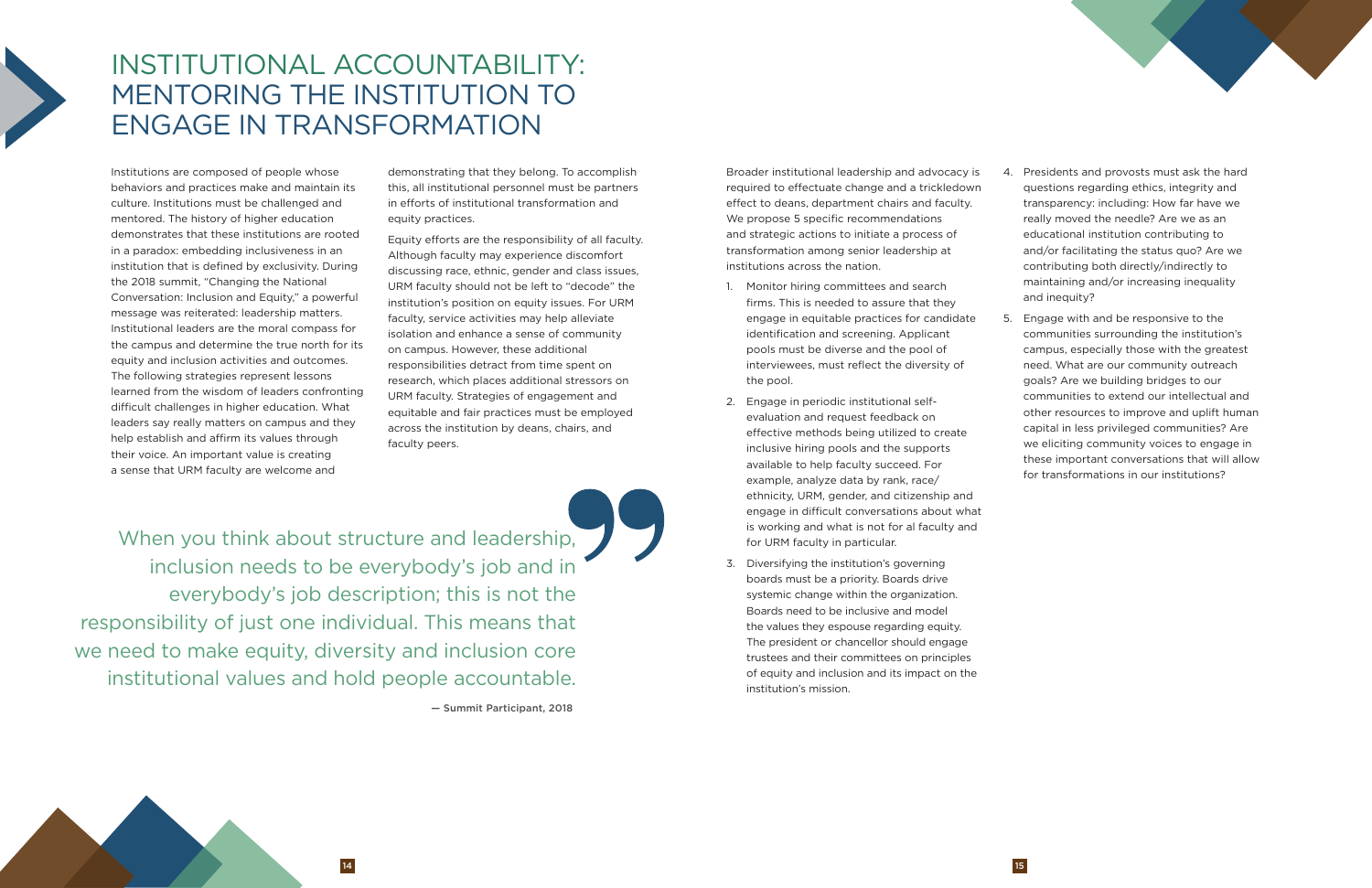# INSTITUTIONAL ACCOUNTABILITY: MENTORING THE INSTITUTION TO ENGAGE IN TRANSFORMATION

Institutions are composed of people whose behaviors and practices make and maintain its culture. Institutions must be challenged and mentored. The history of higher education demonstrates that these institutions are rooted in a paradox: embedding inclusiveness in an institution that is defined by exclusivity. During the 2018 summit, "Changing the National Conversation: Inclusion and Equity," a powerful message was reiterated: leadership matters. Institutional leaders are the moral compass for the campus and determine the true north for its equity and inclusion activities and outcomes. The following strategies represent lessons learned from the wisdom of leaders confronting difficult challenges in higher education. What leaders say really matters on campus and they help establish and affirm its values through their voice. An important value is creating a sense that URM faculty are welcome and demonstrating that they belong. To accomplish this, all institutional personnel must be partners in efforts of institutional transformation and equity practices.

Equity efforts are the responsibility of all faculty. Although faculty may experience discomfort discussing race, ethnic, gender and class issues, URM faculty should not be left to "decode" the institution's position on equity issues. For URM faculty, service activities may help alleviate isolation and enhance a sense of community on campus. However, these additional responsibilities detract from time spent on research, which places additional stressors on URM faculty. Strategies of engagement and equitable and fair practices must be employed across the institution by deans, chairs, and faculty peers.

> When you think about structure and leadership, inclusion needs to be everybody's job and in everybody's job description; this is not the responsibility of just one individual. This means that we need to make equity, diversity and inclusion core institutional values and hold people accountable.
>
> — Summit Participant, 2018

Broader institutional leadership and advocacy is required to effectuate change and a trickledown effect to deans, department chairs and faculty. We propose 5 specific recommendations and strategic actions to initiate a process of transformation among senior leadership at institutions across the nation.

1. Monitor hiring committees and search firms. This is needed to assure that they engage in equitable practices for candidate identification and screening. Applicant pools must be diverse and the pool of interviewees, must reflect the diversity of the pool.
2. Engage in periodic institutional self-evaluation and request feedback on effective methods being utilized to create inclusive hiring pools and the supports available to help faculty succeed. For example, analyze data by rank, race/ethnicity, URM, gender, and citizenship and engage in difficult conversations about what is working and what is not for al faculty and for URM faculty in particular.
3. Diversifying the institution's governing boards must be a priority. Boards drive systemic change within the organization. Boards need to be inclusive and model the values they espouse regarding equity. The president or chancellor should engage trustees and their committees on principles of equity and inclusion and its impact on the institution's mission.
4. Presidents and provosts must ask the hard questions regarding ethics, integrity and transparency: including: How far have we really moved the needle? Are we as an educational institution contributing to and/or facilitating the status quo? Are we contributing both directly/indirectly to maintaining and/or increasing inequality and inequity?
5. Engage with and be responsive to the communities surrounding the institution's campus, especially those with the greatest need. What are our community outreach goals? Are we building bridges to our communities to extend our intellectual and other resources to improve and uplift human capital in less privileged communities? Are we eliciting community voices to engage in these important conversations that will allow for transformations in our institutions?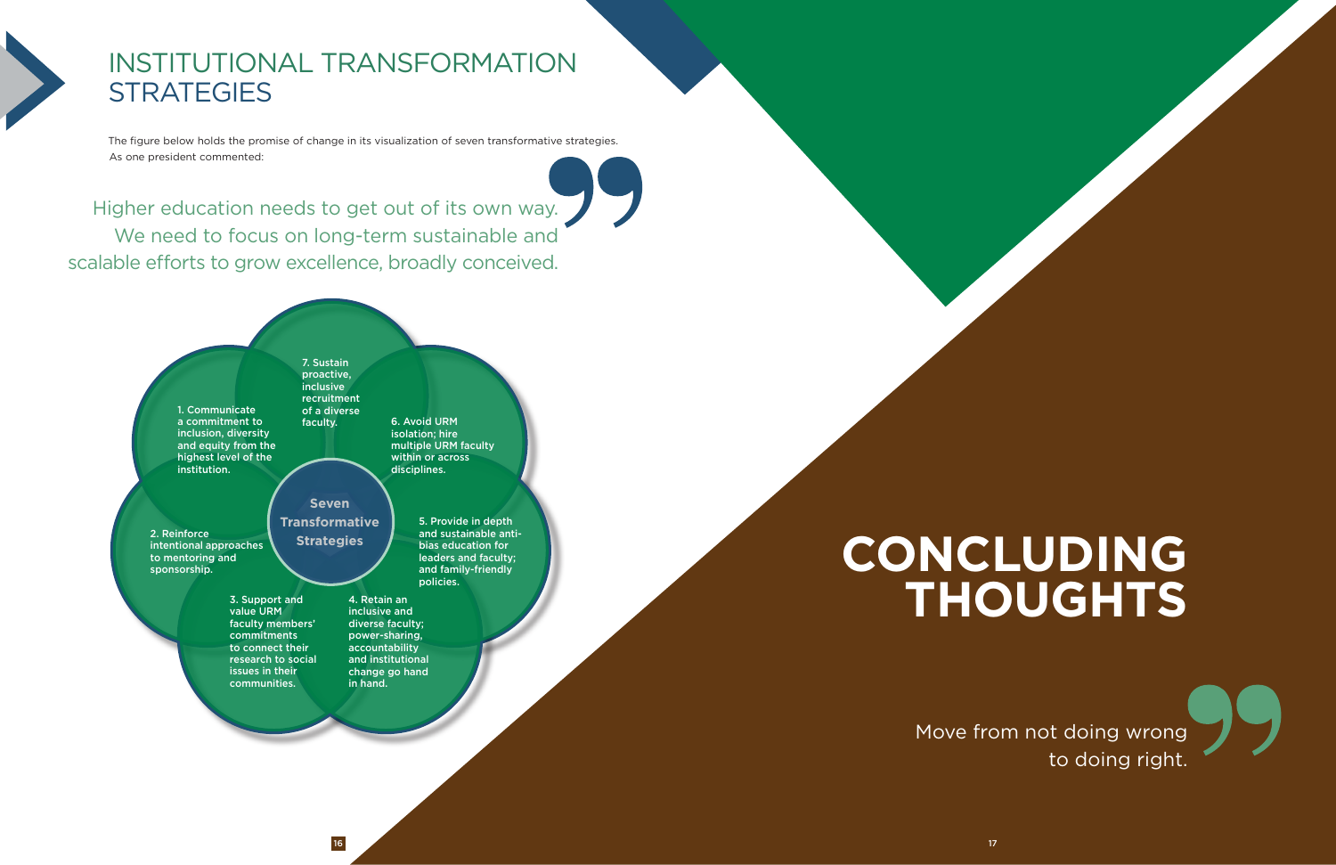## INSTITUTIONAL TRANSFORMATION STRATEGIES

The figure below holds the promise of change in its visualization of seven transformative strategies. As one president commented:

> Higher education needs to get out of its own way. We need to focus on long-term sustainable and scalable efforts to grow excellence, broadly conceived.

**Seven Transformative Strategies**

1. Communicate a commitment to inclusion, diversity and equity from the highest level of the institution.
2. Reinforce intentional approaches to mentoring and sponsorship.
3. Support and value URM faculty members' commitments to connect their research to social issues in their communities.
4. Retain an inclusive and diverse faculty; power-sharing, accountability and institutional change go hand in hand.
5. Provide in depth and sustainable anti-bias education for leaders and faculty; and family-friendly policies.
6. Avoid URM isolation; hire multiple URM faculty within or across disciplines.
7. Sustain proactive, inclusive recruitment of a diverse faculty.

# CONCLUDING THOUGHTS

> Move from not doing wrong to doing right.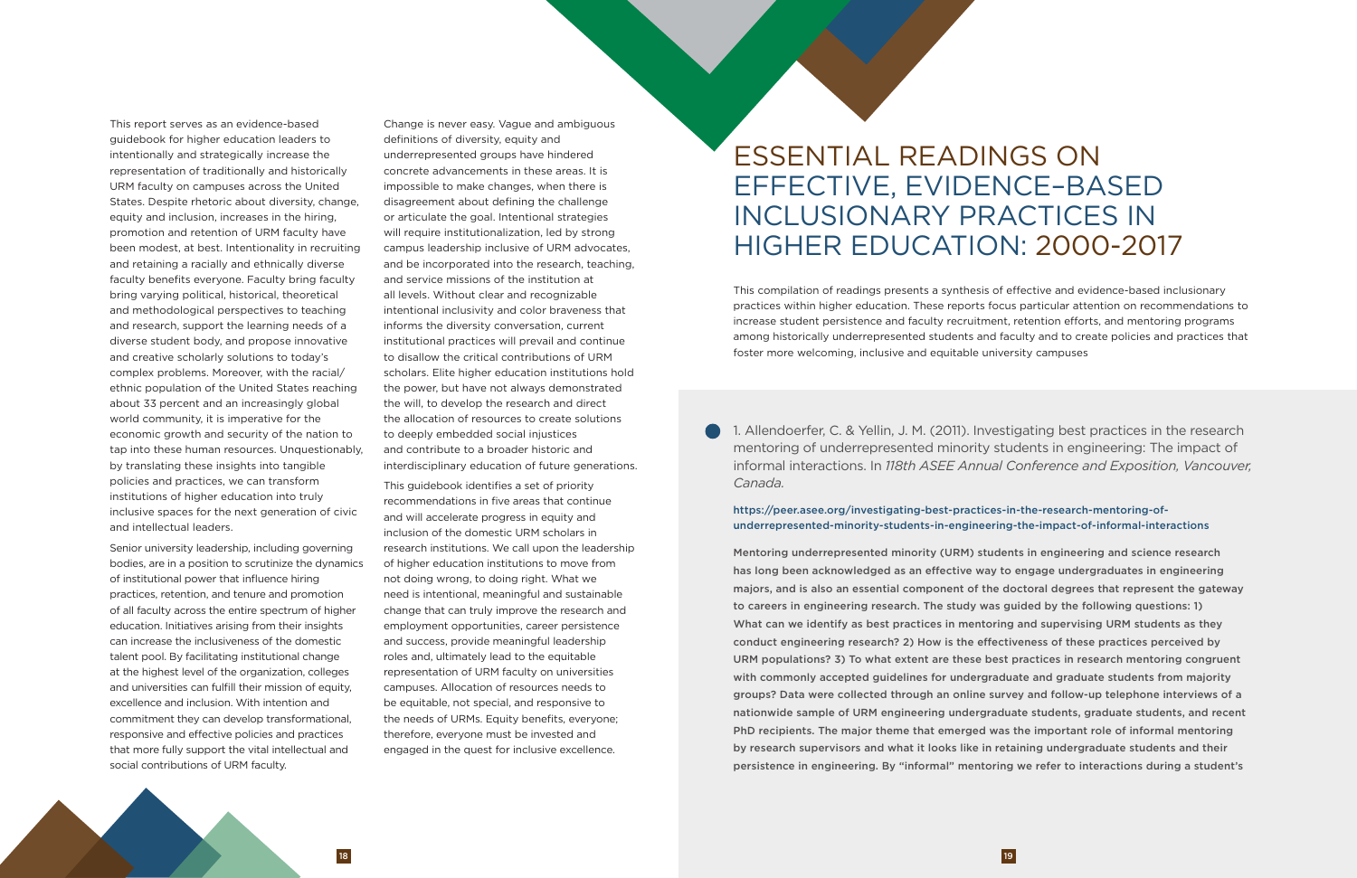This report serves as an evidence-based guidebook for higher education leaders to intentionally and strategically increase the representation of traditionally and historically URM faculty on campuses across the United States. Despite rhetoric about diversity, change, equity and inclusion, increases in the hiring, promotion and retention of URM faculty have been modest, at best. Intentionality in recruiting and retaining a racially and ethnically diverse faculty benefits everyone. Faculty bring faculty bring varying political, historical, theoretical and methodological perspectives to teaching and research, support the learning needs of a diverse student body, and propose innovative and creative scholarly solutions to today's complex problems. Moreover, with the racial/ethnic population of the United States reaching about 33 percent and an increasingly global world community, it is imperative for the economic growth and security of the nation to tap into these human resources. Unquestionably, by translating these insights into tangible policies and practices, we can transform institutions of higher education into truly inclusive spaces for the next generation of civic and intellectual leaders.

Senior university leadership, including governing bodies, are in a position to scrutinize the dynamics of institutional power that influence hiring practices, retention, and tenure and promotion of all faculty across the entire spectrum of higher education. Initiatives arising from their insights can increase the inclusiveness of the domestic talent pool. By facilitating institutional change at the highest level of the organization, colleges and universities can fulfill their mission of equity, excellence and inclusion. With intention and commitment they can develop transformational, responsive and effective policies and practices that more fully support the vital intellectual and social contributions of URM faculty.

Change is never easy. Vague and ambiguous definitions of diversity, equity and underrepresented groups have hindered concrete advancements in these areas. It is impossible to make changes, when there is disagreement about defining the challenge or articulate the goal. Intentional strategies will require institutionalization, led by strong campus leadership inclusive of URM advocates, and be incorporated into the research, teaching, and service missions of the institution at all levels. Without clear and recognizable intentional inclusivity and color braveness that informs the diversity conversation, current institutional practices will prevail and continue to disallow the critical contributions of URM scholars. Elite higher education institutions hold the power, but have not always demonstrated the will, to develop the research and direct the allocation of resources to create solutions to deeply embedded social injustices and contribute to a broader historic and interdisciplinary education of future generations.

This guidebook identifies a set of priority recommendations in five areas that continue and will accelerate progress in equity and inclusion of the domestic URM scholars in research institutions. We call upon the leadership of higher education institutions to move from not doing wrong, to doing right. What we need is intentional, meaningful and sustainable change that can truly improve the research and employment opportunities, career persistence and success, provide meaningful leadership roles and, ultimately lead to the equitable representation of URM faculty on universities campuses. Allocation of resources needs to be equitable, not special, and responsive to the needs of URMs. Equity benefits, everyone; therefore, everyone must be invested and engaged in the quest for inclusive excellence.

# ESSENTIAL READINGS ON EFFECTIVE, EVIDENCE–BASED INCLUSIONARY PRACTICES IN HIGHER EDUCATION: 2000-2017

This compilation of readings presents a synthesis of effective and evidence-based inclusionary practices within higher education. These reports focus particular attention on recommendations to increase student persistence and faculty recruitment, retention efforts, and mentoring programs among historically underrepresented students and faculty and to create policies and practices that foster more welcoming, inclusive and equitable university campuses

1. Allendoerfer, C. & Yellin, J. M. (2011). Investigating best practices in the research mentoring of underrepresented minority students in engineering: The impact of informal interactions. In *118th ASEE Annual Conference and Exposition, Vancouver, Canada.*

https://peer.asee.org/investigating-best-practices-in-the-research-mentoring-of-underrepresented-minority-students-in-engineering-the-impact-of-informal-interactions

Mentoring underrepresented minority (URM) students in engineering and science research has long been acknowledged as an effective way to engage undergraduates in engineering majors, and is also an essential component of the doctoral degrees that represent the gateway to careers in engineering research. The study was guided by the following questions: 1) What can we identify as best practices in mentoring and supervising URM students as they conduct engineering research? 2) How is the effectiveness of these practices perceived by URM populations? 3) To what extent are these best practices in research mentoring congruent with commonly accepted guidelines for undergraduate and graduate students from majority groups? Data were collected through an online survey and follow-up telephone interviews of a nationwide sample of URM engineering undergraduate students, graduate students, and recent PhD recipients. The major theme that emerged was the important role of informal mentoring by research supervisors and what it looks like in retaining undergraduate students and their persistence in engineering. By "informal" mentoring we refer to interactions during a student's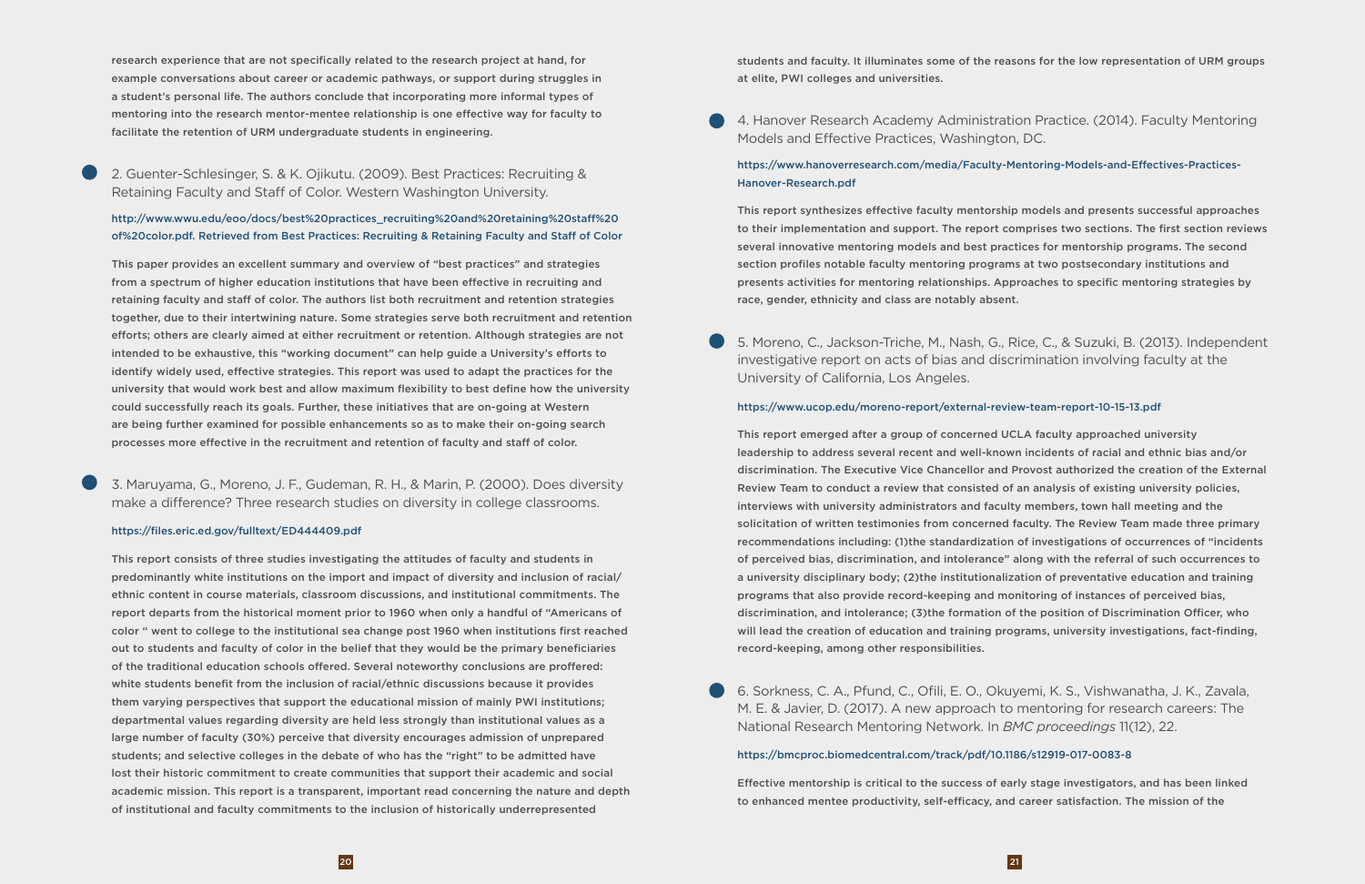research experience that are not specifically related to the research project at hand, for example conversations about career or academic pathways, or support during struggles in a student's personal life. The authors conclude that incorporating more informal types of mentoring into the research mentor-mentee relationship is one effective way for faculty to facilitate the retention of URM undergraduate students in engineering.

2. Guenter-Schlesinger, S. & K. Ojikutu. (2009). Best Practices: Recruiting & Retaining Faculty and Staff of Color. Western Washington University.

http://www.wwu.edu/eoo/docs/best%20practices_recruiting%20and%20retaining%20staff%20of%20color.pdf. Retrieved from Best Practices: Recruiting & Retaining Faculty and Staff of Color

This paper provides an excellent summary and overview of "best practices" and strategies from a spectrum of higher education institutions that have been effective in recruiting and retaining faculty and staff of color. The authors list both recruitment and retention strategies together, due to their intertwining nature. Some strategies serve both recruitment and retention efforts; others are clearly aimed at either recruitment or retention. Although strategies are not intended to be exhaustive, this "working document" can help guide a University's efforts to identify widely used, effective strategies. This report was used to adapt the practices for the university that would work best and allow maximum flexibility to best define how the university could successfully reach its goals. Further, these initiatives that are on-going at Western are being further examined for possible enhancements so as to make their on-going search processes more effective in the recruitment and retention of faculty and staff of color.

3. Maruyama, G., Moreno, J. F., Gudeman, R. H., & Marin, P. (2000). Does diversity make a difference? Three research studies on diversity in college classrooms.

https://files.eric.ed.gov/fulltext/ED444409.pdf

This report consists of three studies investigating the attitudes of faculty and students in predominantly white institutions on the import and impact of diversity and inclusion of racial/ethnic content in course materials, classroom discussions, and institutional commitments. The report departs from the historical moment prior to 1960 when only a handful of "Americans of color " went to college to the institutional sea change post 1960 when institutions first reached out to students and faculty of color in the belief that they would be the primary beneficiaries of the traditional education schools offered. Several noteworthy conclusions are proffered: white students benefit from the inclusion of racial/ethnic discussions because it provides them varying perspectives that support the educational mission of mainly PWI institutions; departmental values regarding diversity are held less strongly than institutional values as a large number of faculty (30%) perceive that diversity encourages admission of unprepared students; and selective colleges in the debate of who has the "right" to be admitted have lost their historic commitment to create communities that support their academic and social academic mission. This report is a transparent, important read concerning the nature and depth of institutional and faculty commitments to the inclusion of historically underrepresented students and faculty. It illuminates some of the reasons for the low representation of URM groups at elite, PWI colleges and universities.

4. Hanover Research Academy Administration Practice. (2014). Faculty Mentoring Models and Effective Practices, Washington, DC.

https://www.hanoverresearch.com/media/Faculty-Mentoring-Models-and-Effectives-Practices-Hanover-Research.pdf

This report synthesizes effective faculty mentorship models and presents successful approaches to their implementation and support. The report comprises two sections. The first section reviews several innovative mentoring models and best practices for mentorship programs. The second section profiles notable faculty mentoring programs at two postsecondary institutions and presents activities for mentoring relationships. Approaches to specific mentoring strategies by race, gender, ethnicity and class are notably absent.

5. Moreno, C., Jackson-Triche, M., Nash, G., Rice, C., & Suzuki, B. (2013). Independent investigative report on acts of bias and discrimination involving faculty at the University of California, Los Angeles.

https://www.ucop.edu/moreno-report/external-review-team-report-10-15-13.pdf

This report emerged after a group of concerned UCLA faculty approached university leadership to address several recent and well-known incidents of racial and ethnic bias and/or discrimination. The Executive Vice Chancellor and Provost authorized the creation of the External Review Team to conduct a review that consisted of an analysis of existing university policies, interviews with university administrators and faculty members, town hall meeting and the solicitation of written testimonies from concerned faculty. The Review Team made three primary recommendations including: (1)the standardization of investigations of occurrences of "incidents of perceived bias, discrimination, and intolerance" along with the referral of such occurrences to a university disciplinary body; (2)the institutionalization of preventative education and training programs that also provide record-keeping and monitoring of instances of perceived bias, discrimination, and intolerance; (3)the formation of the position of Discrimination Officer, who will lead the creation of education and training programs, university investigations, fact-finding, record-keeping, among other responsibilities.

6. Sorkness, C. A., Pfund, C., Ofili, E. O., Okuyemi, K. S., Vishwanatha, J. K., Zavala, M. E. & Javier, D. (2017). A new approach to mentoring for research careers: The National Research Mentoring Network. In *BMC proceedings* 11(12), 22.

https://bmcproc.biomedcentral.com/track/pdf/10.1186/s12919-017-0083-8

Effective mentorship is critical to the success of early stage investigators, and has been linked to enhanced mentee productivity, self-efficacy, and career satisfaction. The mission of the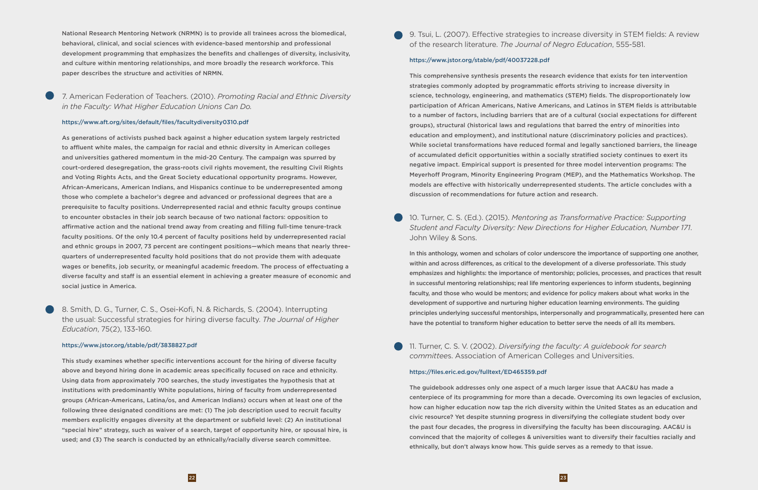National Research Mentoring Network (NRMN) is to provide all trainees across the biomedical, behavioral, clinical, and social sciences with evidence-based mentorship and professional development programming that emphasizes the benefits and challenges of diversity, inclusivity, and culture within mentoring relationships, and more broadly the research workforce. This paper describes the structure and activities of NRMN.

7. American Federation of Teachers. (2010). *Promoting Racial and Ethnic Diversity in the Faculty: What Higher Education Unions Can Do.*

https://www.aft.org/sites/default/files/facultydiversity0310.pdf

As generations of activists pushed back against a higher education system largely restricted to affluent white males, the campaign for racial and ethnic diversity in American colleges and universities gathered momentum in the mid-20 Century. The campaign was spurred by court-ordered desegregation, the grass-roots civil rights movement, the resulting Civil Rights and Voting Rights Acts, and the Great Society educational opportunity programs. However, African-Americans, American Indians, and Hispanics continue to be underrepresented among those who complete a bachelor's degree and advanced or professional degrees that are a prerequisite to faculty positions. Underrepresented racial and ethnic faculty groups continue to encounter obstacles in their job search because of two national factors: opposition to affirmative action and the national trend away from creating and filling full-time tenure-track faculty positions. Of the only 10.4 percent of faculty positions held by underrepresented racial and ethnic groups in 2007, 73 percent are contingent positions—which means that nearly three-quarters of underrepresented faculty hold positions that do not provide them with adequate wages or benefits, job security, or meaningful academic freedom. The process of effectuating a diverse faculty and staff is an essential element in achieving a greater measure of economic and social justice in America.

8. Smith, D. G., Turner, C. S., Osei-Kofi, N. & Richards, S. (2004). Interrupting the usual: Successful strategies for hiring diverse faculty. *The Journal of Higher Education*, 75(2), 133-160.

https://www.jstor.org/stable/pdf/3838827.pdf

This study examines whether specific interventions account for the hiring of diverse faculty above and beyond hiring done in academic areas specifically focused on race and ethnicity. Using data from approximately 700 searches, the study investigates the hypothesis that at institutions with predominantly White populations, hiring of faculty from underrepresented groups (African-Americans, Latina/os, and American Indians) occurs when at least one of the following three designated conditions are met: (1) The job description used to recruit faculty members explicitly engages diversity at the department or subfield level: (2) An institutional "special hire" strategy, such as waiver of a search, target of opportunity hire, or spousal hire, is used; and (3) The search is conducted by an ethnically/racially diverse search committee.

9. Tsui, L. (2007). Effective strategies to increase diversity in STEM fields: A review of the research literature. *The Journal of Negro Education*, 555-581.

https://www.jstor.org/stable/pdf/40037228.pdf

This comprehensive synthesis presents the research evidence that exists for ten intervention strategies commonly adopted by programmatic efforts striving to increase diversity in science, technology, engineering, and mathematics (STEM) fields. The disproportionately low participation of African Americans, Native Americans, and Latinos in STEM fields is attributable to a number of factors, including barriers that are of a cultural (social expectations for different groups), structural (historical laws and regulations that barred the entry of minorities into education and employment), and institutional nature (discriminatory policies and practices). While societal transformations have reduced formal and legally sanctioned barriers, the lineage of accumulated deficit opportunities within a socially stratified society continues to exert its negative impact. Empirical support is presented for three model intervention programs: The Meyerhoff Program, Minority Engineering Program (MEP), and the Mathematics Workshop. The models are effective with historically underrepresented students. The article concludes with a discussion of recommendations for future action and research.

10. Turner, C. S. (Ed.). (2015). *Mentoring as Transformative Practice: Supporting Student and Faculty Diversity: New Directions for Higher Education, Number 171*. John Wiley & Sons.

In this anthology, women and scholars of color underscore the importance of supporting one another, within and across differences, as critical to the development of a diverse professoriate. This study emphasizes and highlights: the importance of mentorship; policies, processes, and practices that result in successful mentoring relationships; real life mentoring experiences to inform students, beginning faculty, and those who would be mentors; and evidence for policy makers about what works in the development of supportive and nurturing higher education learning environments. The guiding principles underlying successful mentorships, interpersonally and programmatically, presented here can have the potential to transform higher education to better serve the needs of all its members.

11. Turner, C. S. V. (2002). *Diversifying the faculty: A guidebook for search committees.* Association of American Colleges and Universities.

https://files.eric.ed.gov/fulltext/ED465359.pdf

The guidebook addresses only one aspect of a much larger issue that AAC&U has made a centerpiece of its programming for more than a decade. Overcoming its own legacies of exclusion, how can higher education now tap the rich diversity within the United States as an education and civic resource? Yet despite stunning progress in diversifying the collegiate student body over the past four decades, the progress in diversifying the faculty has been discouraging. AAC&U is convinced that the majority of colleges & universities want to diversify their faculties racially and ethnically, but don't always know how. This guide serves as a remedy to that issue.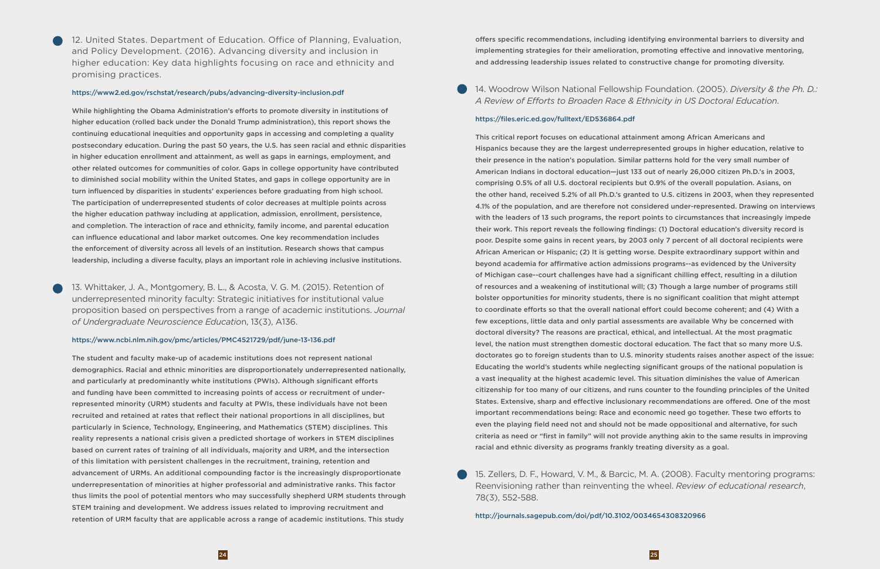12. United States. Department of Education. Office of Planning, Evaluation, and Policy Development. (2016). Advancing diversity and inclusion in higher education: Key data highlights focusing on race and ethnicity and promising practices.

https://www2.ed.gov/rschstat/research/pubs/advancing-diversity-inclusion.pdf

While highlighting the Obama Administration's efforts to promote diversity in institutions of higher education (rolled back under the Donald Trump administration), this report shows the continuing educational inequities and opportunity gaps in accessing and completing a quality postsecondary education. During the past 50 years, the U.S. has seen racial and ethnic disparities in higher education enrollment and attainment, as well as gaps in earnings, employment, and other related outcomes for communities of color. Gaps in college opportunity have contributed to diminished social mobility within the United States, and gaps in college opportunity are in turn influenced by disparities in students' experiences before graduating from high school. The participation of underrepresented students of color decreases at multiple points across the higher education pathway including at application, admission, enrollment, persistence, and completion. The interaction of race and ethnicity, family income, and parental education can influence educational and labor market outcomes. One key recommendation includes the enforcement of diversity across all levels of an institution. Research shows that campus leadership, including a diverse faculty, plays an important role in achieving inclusive institutions.

13. Whittaker, J. A., Montgomery, B. L., & Acosta, V. G. M. (2015). Retention of underrepresented minority faculty: Strategic initiatives for institutional value proposition based on perspectives from a range of academic institutions. *Journal of Undergraduate Neuroscience Education*, 13(3), A136.

https://www.ncbi.nlm.nih.gov/pmc/articles/PMC4521729/pdf/june-13-136.pdf

The student and faculty make-up of academic institutions does not represent national demographics. Racial and ethnic minorities are disproportionately underrepresented nationally, and particularly at predominantly white institutions (PWIs). Although significant efforts and funding have been committed to increasing points of access or recruitment of under-represented minority (URM) students and faculty at PWIs, these individuals have not been recruited and retained at rates that reflect their national proportions in all disciplines, but particularly in Science, Technology, Engineering, and Mathematics (STEM) disciplines. This reality represents a national crisis given a predicted shortage of workers in STEM disciplines based on current rates of training of all individuals, majority and URM, and the intersection of this limitation with persistent challenges in the recruitment, training, retention and advancement of URMs. An additional compounding factor is the increasingly disproportionate underrepresentation of minorities at higher professorial and administrative ranks. This factor thus limits the pool of potential mentors who may successfully shepherd URM students through STEM training and development. We address issues related to improving recruitment and retention of URM faculty that are applicable across a range of academic institutions. This study offers specific recommendations, including identifying environmental barriers to diversity and implementing strategies for their amelioration, promoting effective and innovative mentoring, and addressing leadership issues related to constructive change for promoting diversity.

14. Woodrow Wilson National Fellowship Foundation. (2005). *Diversity & the Ph. D.: A Review of Efforts to Broaden Race & Ethnicity in US Doctoral Education*.

https://files.eric.ed.gov/fulltext/ED536864.pdf

This critical report focuses on educational attainment among African Americans and Hispanics because they are the largest underrepresented groups in higher education, relative to their presence in the nation's population. Similar patterns hold for the very small number of American Indians in doctoral education—just 133 out of nearly 26,000 citizen Ph.D.'s in 2003, comprising 0.5% of all U.S. doctoral recipients but 0.9% of the overall population. Asians, on the other hand, received 5.2% of all Ph.D.'s granted to U.S. citizens in 2003, when they represented 4.1% of the population, and are therefore not considered under-represented. Drawing on interviews with the leaders of 13 such programs, the report points to circumstances that increasingly impede their work. This report reveals the following findings: (1) Doctoral education's diversity record is poor. Despite some gains in recent years, by 2003 only 7 percent of all doctoral recipients were African American or Hispanic; (2) It is getting worse. Despite extraordinary support within and beyond academia for affirmative action admissions programs--as evidenced by the University of Michigan case--court challenges have had a significant chilling effect, resulting in a dilution of resources and a weakening of institutional will; (3) Though a large number of programs still bolster opportunities for minority students, there is no significant coalition that might attempt to coordinate efforts so that the overall national effort could become coherent; and (4) With a few exceptions, little data and only partial assessments are available Why be concerned with doctoral diversity? The reasons are practical, ethical, and intellectual. At the most pragmatic level, the nation must strengthen domestic doctoral education. The fact that so many more U.S. doctorates go to foreign students than to U.S. minority students raises another aspect of the issue: Educating the world's students while neglecting significant groups of the national population is a vast inequality at the highest academic level. This situation diminishes the value of American citizenship for too many of our citizens, and runs counter to the founding principles of the United States. Extensive, sharp and effective inclusionary recommendations are offered. One of the most important recommendations being: Race and economic need go together. These two efforts to even the playing field need not and should not be made oppositional and alternative, for such criteria as need or "first in family" will not provide anything akin to the same results in improving racial and ethnic diversity as programs frankly treating diversity as a goal.

15. Zellers, D. F., Howard, V. M., & Barcic, M. A. (2008). Faculty mentoring programs: Reenvisioning rather than reinventing the wheel. *Review of educational research*, 78(3), 552-588.

http://journals.sagepub.com/doi/pdf/10.3102/0034654308320966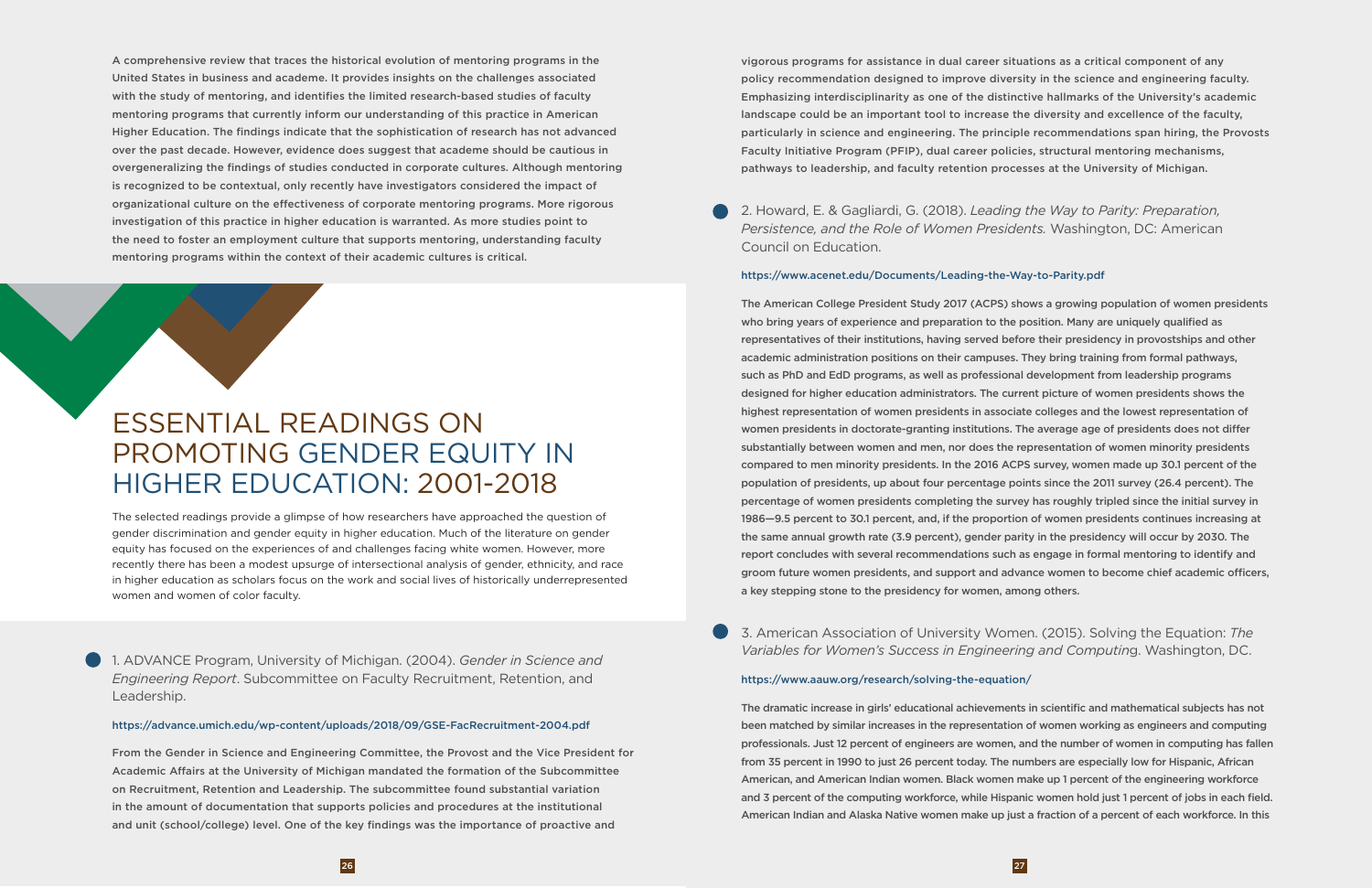A comprehensive review that traces the historical evolution of mentoring programs in the United States in business and academe. It provides insights on the challenges associated with the study of mentoring, and identifies the limited research-based studies of faculty mentoring programs that currently inform our understanding of this practice in American Higher Education. The findings indicate that the sophistication of research has not advanced over the past decade. However, evidence does suggest that academe should be cautious in overgeneralizing the findings of studies conducted in corporate cultures. Although mentoring is recognized to be contextual, only recently have investigators considered the impact of organizational culture on the effectiveness of corporate mentoring programs. More rigorous investigation of this practice in higher education is warranted. As more studies point to the need to foster an employment culture that supports mentoring, understanding faculty mentoring programs within the context of their academic cultures is critical.

# ESSENTIAL READINGS ON PROMOTING GENDER EQUITY IN HIGHER EDUCATION: 2001-2018

The selected readings provide a glimpse of how researchers have approached the question of gender discrimination and gender equity in higher education. Much of the literature on gender equity has focused on the experiences of and challenges facing white women. However, more recently there has been a modest upsurge of intersectional analysis of gender, ethnicity, and race in higher education as scholars focus on the work and social lives of historically underrepresented women and women of color faculty.

1. ADVANCE Program, University of Michigan. (2004). *Gender in Science and Engineering Report*. Subcommittee on Faculty Recruitment, Retention, and Leadership.

https://advance.umich.edu/wp-content/uploads/2018/09/GSE-FacRecruitment-2004.pdf

From the Gender in Science and Engineering Committee, the Provost and the Vice President for Academic Affairs at the University of Michigan mandated the formation of the Subcommittee on Recruitment, Retention and Leadership. The subcommittee found substantial variation in the amount of documentation that supports policies and procedures at the institutional and unit (school/college) level. One of the key findings was the importance of proactive and vigorous programs for assistance in dual career situations as a critical component of any policy recommendation designed to improve diversity in the science and engineering faculty. Emphasizing interdisciplinarity as one of the distinctive hallmarks of the University's academic landscape could be an important tool to increase the diversity and excellence of the faculty, particularly in science and engineering. The principle recommendations span hiring, the Provosts Faculty Initiative Program (PFIP), dual career policies, structural mentoring mechanisms, pathways to leadership, and faculty retention processes at the University of Michigan.

2. Howard, E. & Gagliardi, G. (2018). *Leading the Way to Parity: Preparation, Persistence, and the Role of Women Presidents.* Washington, DC: American Council on Education.

https://www.acenet.edu/Documents/Leading-the-Way-to-Parity.pdf

The American College President Study 2017 (ACPS) shows a growing population of women presidents who bring years of experience and preparation to the position. Many are uniquely qualified as representatives of their institutions, having served before their presidency in provostships and other academic administration positions on their campuses. They bring training from formal pathways, such as PhD and EdD programs, as well as professional development from leadership programs designed for higher education administrators. The current picture of women presidents shows the highest representation of women presidents in associate colleges and the lowest representation of women presidents in doctorate-granting institutions. The average age of presidents does not differ substantially between women and men, nor does the representation of women minority presidents compared to men minority presidents. In the 2016 ACPS survey, women made up 30.1 percent of the population of presidents, up about four percentage points since the 2011 survey (26.4 percent). The percentage of women presidents completing the survey has roughly tripled since the initial survey in 1986—9.5 percent to 30.1 percent, and, if the proportion of women presidents continues increasing at the same annual growth rate (3.9 percent), gender parity in the presidency will occur by 2030. The report concludes with several recommendations such as engage in formal mentoring to identify and groom future women presidents, and support and advance women to become chief academic officers, a key stepping stone to the presidency for women, among others.

3. American Association of University Women. (2015). Solving the Equation: *The Variables for Women's Success in Engineering and Computing*. Washington, DC.

https://www.aauw.org/research/solving-the-equation/

The dramatic increase in girls' educational achievements in scientific and mathematical subjects has not been matched by similar increases in the representation of women working as engineers and computing professionals. Just 12 percent of engineers are women, and the number of women in computing has fallen from 35 percent in 1990 to just 26 percent today. The numbers are especially low for Hispanic, African American, and American Indian women. Black women make up 1 percent of the engineering workforce and 3 percent of the computing workforce, while Hispanic women hold just 1 percent of jobs in each field. American Indian and Alaska Native women make up just a fraction of a percent of each workforce. In this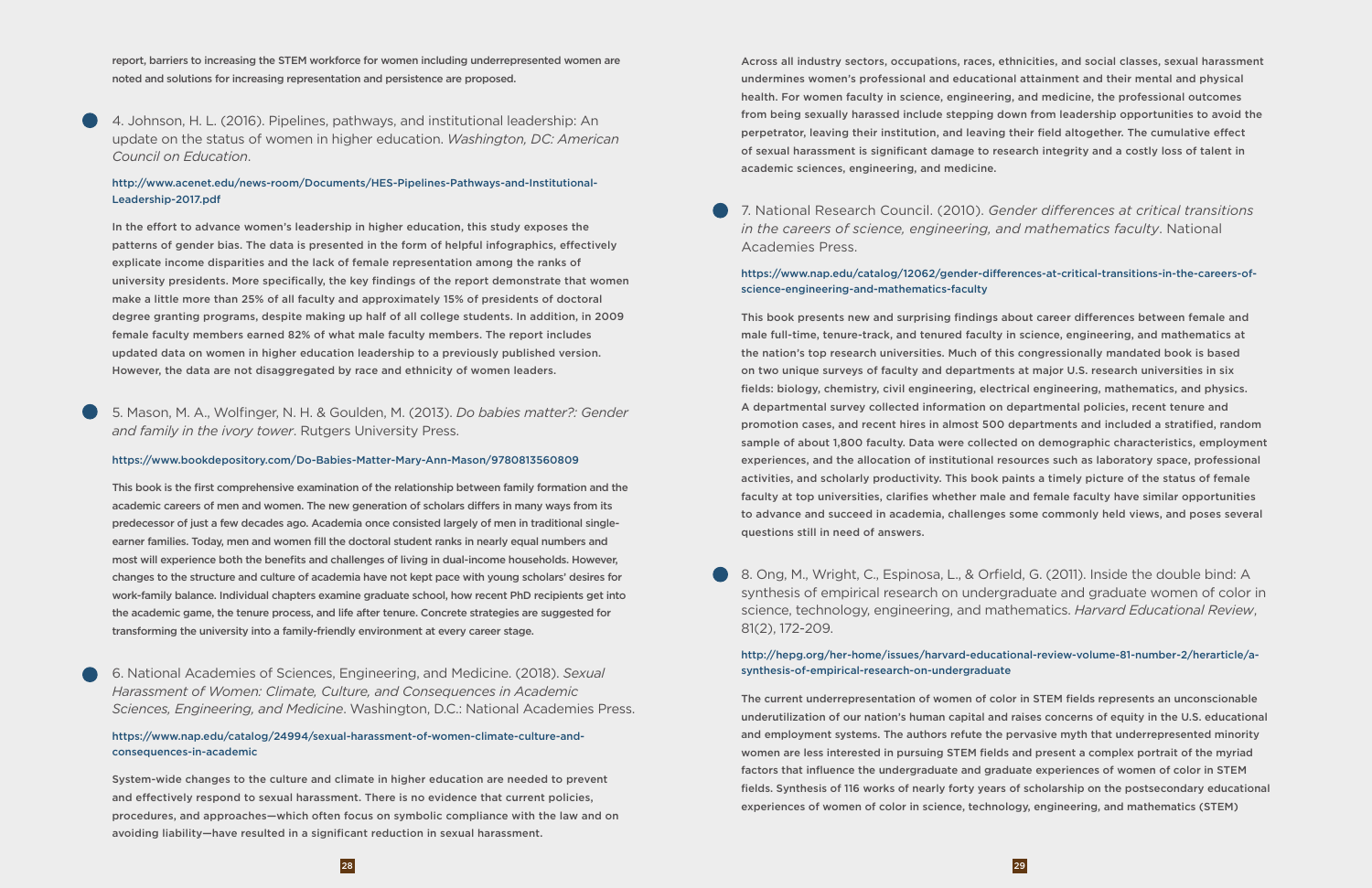report, barriers to increasing the STEM workforce for women including underrepresented women are noted and solutions for increasing representation and persistence are proposed.

4. Johnson, H. L. (2016). Pipelines, pathways, and institutional leadership: An update on the status of women in higher education. *Washington, DC: American Council on Education*.

http://www.acenet.edu/news-room/Documents/HES-Pipelines-Pathways-and-Institutional-Leadership-2017.pdf

In the effort to advance women's leadership in higher education, this study exposes the patterns of gender bias. The data is presented in the form of helpful infographics, effectively explicate income disparities and the lack of female representation among the ranks of university presidents. More specifically, the key findings of the report demonstrate that women make a little more than 25% of all faculty and approximately 15% of presidents of doctoral degree granting programs, despite making up half of all college students. In addition, in 2009 female faculty members earned 82% of what male faculty members. The report includes updated data on women in higher education leadership to a previously published version. However, the data are not disaggregated by race and ethnicity of women leaders.

5. Mason, M. A., Wolfinger, N. H. & Goulden, M. (2013). *Do babies matter?: Gender and family in the ivory tower*. Rutgers University Press.

https://www.bookdepository.com/Do-Babies-Matter-Mary-Ann-Mason/9780813560809

This book is the first comprehensive examination of the relationship between family formation and the academic careers of men and women. The new generation of scholars differs in many ways from its predecessor of just a few decades ago. Academia once consisted largely of men in traditional single-earner families. Today, men and women fill the doctoral student ranks in nearly equal numbers and most will experience both the benefits and challenges of living in dual-income households. However, changes to the structure and culture of academia have not kept pace with young scholars' desires for work-family balance. Individual chapters examine graduate school, how recent PhD recipients get into the academic game, the tenure process, and life after tenure. Concrete strategies are suggested for transforming the university into a family-friendly environment at every career stage.

6. National Academies of Sciences, Engineering, and Medicine. (2018). *Sexual Harassment of Women: Climate, Culture, and Consequences in Academic Sciences, Engineering, and Medicine*. Washington, D.C.: National Academies Press.

https://www.nap.edu/catalog/24994/sexual-harassment-of-women-climate-culture-and-consequences-in-academic

System-wide changes to the culture and climate in higher education are needed to prevent and effectively respond to sexual harassment. There is no evidence that current policies, procedures, and approaches—which often focus on symbolic compliance with the law and on avoiding liability—have resulted in a significant reduction in sexual harassment.

Across all industry sectors, occupations, races, ethnicities, and social classes, sexual harassment undermines women's professional and educational attainment and their mental and physical health. For women faculty in science, engineering, and medicine, the professional outcomes from being sexually harassed include stepping down from leadership opportunities to avoid the perpetrator, leaving their institution, and leaving their field altogether. The cumulative effect of sexual harassment is significant damage to research integrity and a costly loss of talent in academic sciences, engineering, and medicine.

7. National Research Council. (2010). *Gender differences at critical transitions in the careers of science, engineering, and mathematics faculty*. National Academies Press.

https://www.nap.edu/catalog/12062/gender-differences-at-critical-transitions-in-the-careers-of-science-engineering-and-mathematics-faculty

This book presents new and surprising findings about career differences between female and male full-time, tenure-track, and tenured faculty in science, engineering, and mathematics at the nation's top research universities. Much of this congressionally mandated book is based on two unique surveys of faculty and departments at major U.S. research universities in six fields: biology, chemistry, civil engineering, electrical engineering, mathematics, and physics. A departmental survey collected information on departmental policies, recent tenure and promotion cases, and recent hires in almost 500 departments and included a stratified, random sample of about 1,800 faculty. Data were collected on demographic characteristics, employment experiences, and the allocation of institutional resources such as laboratory space, professional activities, and scholarly productivity. This book paints a timely picture of the status of female faculty at top universities, clarifies whether male and female faculty have similar opportunities to advance and succeed in academia, challenges some commonly held views, and poses several questions still in need of answers.

8. Ong, M., Wright, C., Espinosa, L., & Orfield, G. (2011). Inside the double bind: A synthesis of empirical research on undergraduate and graduate women of color in science, technology, engineering, and mathematics. *Harvard Educational Review*, 81(2), 172-209.

http://hepg.org/her-home/issues/harvard-educational-review-volume-81-number-2/herarticle/a-synthesis-of-empirical-research-on-undergraduate

The current underrepresentation of women of color in STEM fields represents an unconscionable underutilization of our nation's human capital and raises concerns of equity in the U.S. educational and employment systems. The authors refute the pervasive myth that underrepresented minority women are less interested in pursuing STEM fields and present a complex portrait of the myriad factors that influence the undergraduate and graduate experiences of women of color in STEM fields. Synthesis of 116 works of nearly forty years of scholarship on the postsecondary educational experiences of women of color in science, technology, engineering, and mathematics (STEM)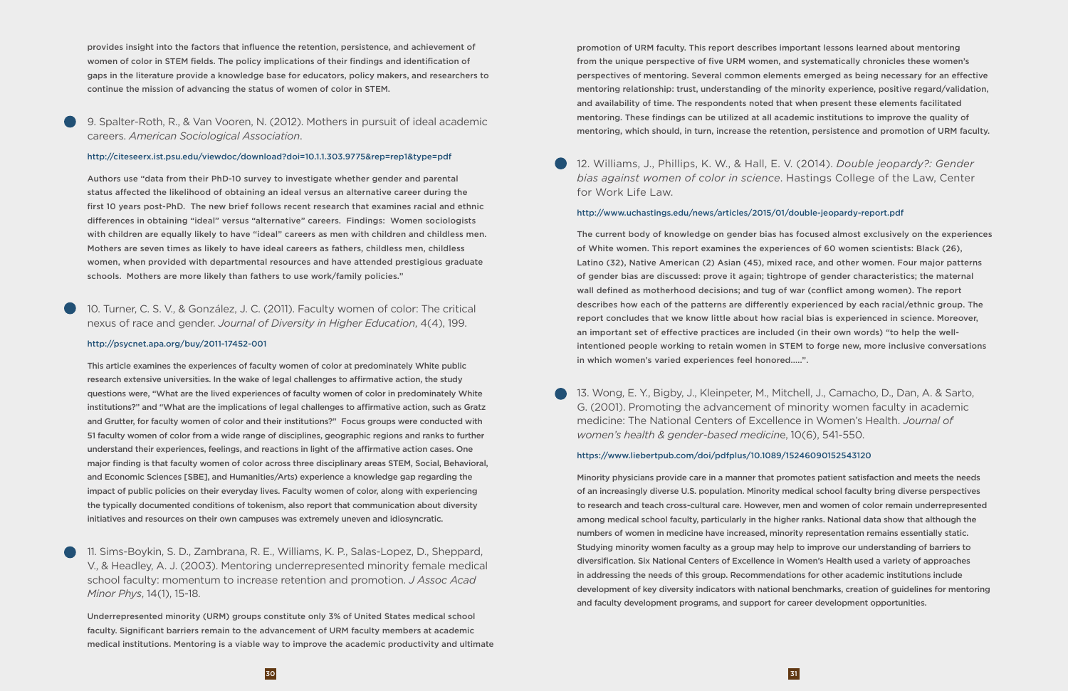provides insight into the factors that influence the retention, persistence, and achievement of women of color in STEM fields. The policy implications of their findings and identification of gaps in the literature provide a knowledge base for educators, policy makers, and researchers to continue the mission of advancing the status of women of color in STEM.

9. Spalter-Roth, R., & Van Vooren, N. (2012). Mothers in pursuit of ideal academic careers. *American Sociological Association*.

http://citeseerx.ist.psu.edu/viewdoc/download?doi=10.1.1.303.9775&rep=rep1&type=pdf

Authors use "data from their PhD-10 survey to investigate whether gender and parental status affected the likelihood of obtaining an ideal versus an alternative career during the first 10 years post-PhD. The new brief follows recent research that examines racial and ethnic differences in obtaining "ideal" versus "alternative" careers. Findings: Women sociologists with children are equally likely to have "ideal" careers as men with children and childless men. Mothers are seven times as likely to have ideal careers as fathers, childless men, childless women, when provided with departmental resources and have attended prestigious graduate schools. Mothers are more likely than fathers to use work/family policies."

10. Turner, C. S. V., & González, J. C. (2011). Faculty women of color: The critical nexus of race and gender. *Journal of Diversity in Higher Education*, 4(4), 199.

http://psycnet.apa.org/buy/2011-17452-001

This article examines the experiences of faculty women of color at predominately White public research extensive universities. In the wake of legal challenges to affirmative action, the study questions were, "What are the lived experiences of faculty women of color in predominately White institutions?" and "What are the implications of legal challenges to affirmative action, such as Gratz and Grutter, for faculty women of color and their institutions?" Focus groups were conducted with 51 faculty women of color from a wide range of disciplines, geographic regions and ranks to further understand their experiences, feelings, and reactions in light of the affirmative action cases. One major finding is that faculty women of color across three disciplinary areas STEM, Social, Behavioral, and Economic Sciences [SBE], and Humanities/Arts) experience a knowledge gap regarding the impact of public policies on their everyday lives. Faculty women of color, along with experiencing the typically documented conditions of tokenism, also report that communication about diversity initiatives and resources on their own campuses was extremely uneven and idiosyncratic.

11. Sims-Boykin, S. D., Zambrana, R. E., Williams, K. P., Salas-Lopez, D., Sheppard, V., & Headley, A. J. (2003). Mentoring underrepresented minority female medical school faculty: momentum to increase retention and promotion. *J Assoc Acad Minor Phys*, 14(1), 15-18.

Underrepresented minority (URM) groups constitute only 3% of United States medical school faculty. Significant barriers remain to the advancement of URM faculty members at academic medical institutions. Mentoring is a viable way to improve the academic productivity and ultimate promotion of URM faculty. This report describes important lessons learned about mentoring from the unique perspective of five URM women, and systematically chronicles these women's perspectives of mentoring. Several common elements emerged as being necessary for an effective mentoring relationship: trust, understanding of the minority experience, positive regard/validation, and availability of time. The respondents noted that when present these elements facilitated mentoring. These findings can be utilized at all academic institutions to improve the quality of mentoring, which should, in turn, increase the retention, persistence and promotion of URM faculty.

12. Williams, J., Phillips, K. W., & Hall, E. V. (2014). *Double jeopardy?: Gender bias against women of color in science*. Hastings College of the Law, Center for Work Life Law.

http://www.uchastings.edu/news/articles/2015/01/double-jeopardy-report.pdf

The current body of knowledge on gender bias has focused almost exclusively on the experiences of White women. This report examines the experiences of 60 women scientists: Black (26), Latino (32), Native American (2) Asian (45), mixed race, and other women. Four major patterns of gender bias are discussed: prove it again; tightrope of gender characteristics; the maternal wall defined as motherhood decisions; and tug of war (conflict among women). The report describes how each of the patterns are differently experienced by each racial/ethnic group. The report concludes that we know little about how racial bias is experienced in science. Moreover, an important set of effective practices are included (in their own words) "to help the well-intentioned people working to retain women in STEM to forge new, more inclusive conversations in which women's varied experiences feel honored.....".

13. Wong, E. Y., Bigby, J., Kleinpeter, M., Mitchell, J., Camacho, D., Dan, A. & Sarto, G. (2001). Promoting the advancement of minority women faculty in academic medicine: The National Centers of Excellence in Women's Health. *Journal of women's health & gender-based medicine*, 10(6), 541-550.

https://www.liebertpub.com/doi/pdfplus/10.1089/15246090152543120

Minority physicians provide care in a manner that promotes patient satisfaction and meets the needs of an increasingly diverse U.S. population. Minority medical school faculty bring diverse perspectives to research and teach cross-cultural care. However, men and women of color remain underrepresented among medical school faculty, particularly in the higher ranks. National data show that although the numbers of women in medicine have increased, minority representation remains essentially static. Studying minority women faculty as a group may help to improve our understanding of barriers to diversification. Six National Centers of Excellence in Women's Health used a variety of approaches in addressing the needs of this group. Recommendations for other academic institutions include development of key diversity indicators with national benchmarks, creation of guidelines for mentoring and faculty development programs, and support for career development opportunities.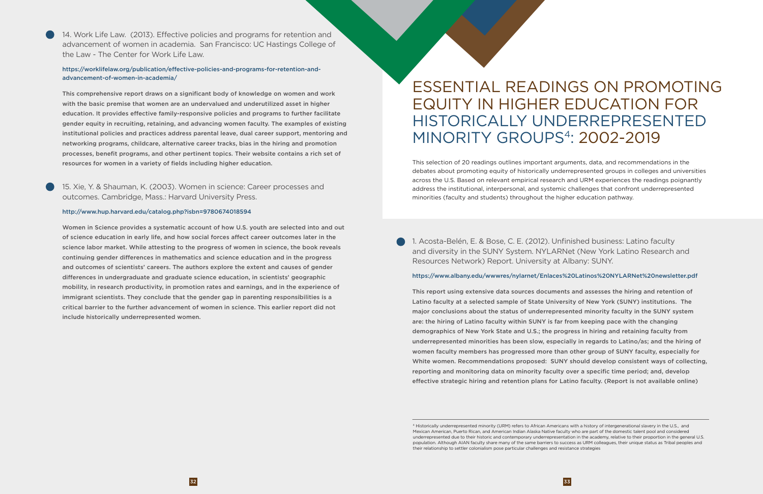14. Work Life Law. (2013). Effective policies and programs for retention and advancement of women in academia. San Francisco: UC Hastings College of the Law - The Center for Work Life Law.

https://worklifelaw.org/publication/effective-policies-and-programs-for-retention-and-advancement-of-women-in-academia/

This comprehensive report draws on a significant body of knowledge on women and work with the basic premise that women are an undervalued and underutilized asset in higher education. It provides effective family-responsive policies and programs to further facilitate gender equity in recruiting, retaining, and advancing women faculty. The examples of existing institutional policies and practices address parental leave, dual career support, mentoring and networking programs, childcare, alternative career tracks, bias in the hiring and promotion processes, benefit programs, and other pertinent topics. Their website contains a rich set of resources for women in a variety of fields including higher education.

15. Xie, Y. & Shauman, K. (2003). Women in science: Career processes and outcomes. Cambridge, Mass.: Harvard University Press.

http://www.hup.harvard.edu/catalog.php?isbn=9780674018594

Women in Science provides a systematic account of how U.S. youth are selected into and out of science education in early life, and how social forces affect career outcomes later in the science labor market. While attesting to the progress of women in science, the book reveals continuing gender differences in mathematics and science education and in the progress and outcomes of scientists' careers. The authors explore the extent and causes of gender differences in undergraduate and graduate science education, in scientists' geographic mobility, in research productivity, in promotion rates and earnings, and in the experience of immigrant scientists. They conclude that the gender gap in parenting responsibilities is a critical barrier to the further advancement of women in science. This earlier report did not include historically underrepresented women.

# ESSENTIAL READINGS ON PROMOTING EQUITY IN HIGHER EDUCATION FOR HISTORICALLY UNDERREPRESENTED MINORITY GROUPS[4]: 2002-2019

This selection of 20 readings outlines important arguments, data, and recommendations in the debates about promoting equity of historically underrepresented groups in colleges and universities across the U.S. Based on relevant empirical research and URM experiences the readings poignantly address the institutional, interpersonal, and systemic challenges that confront underrepresented minorities (faculty and students) throughout the higher education pathway.

1. Acosta-Belén, E. & Bose, C. E. (2012). Unfinished business: Latino faculty and diversity in the SUNY System. NYLARNet (New York Latino Research and Resources Network) Report. University at Albany: SUNY.

https://www.albany.edu/wwwres/nylarnet/Enlaces%20Latinos%20NYLARNet%20newsletter.pdf

This report using extensive data sources documents and assesses the hiring and retention of Latino faculty at a selected sample of State University of New York (SUNY) institutions. The major conclusions about the status of underrepresented minority faculty in the SUNY system are: the hiring of Latino faculty within SUNY is far from keeping pace with the changing demographics of New York State and U.S.; the progress in hiring and retaining faculty from underrepresented minorities has been slow, especially in regards to Latino/as; and the hiring of women faculty members has progressed more than other group of SUNY faculty, especially for White women. Recommendations proposed: SUNY should develop consistent ways of collecting, reporting and monitoring data on minority faculty over a specific time period; and, develop effective strategic hiring and retention plans for Latino faculty. (Report is not available online)

[4] Historically underrepresented minority (URM) refers to African Americans with a history of intergenerational slavery in the U.S., and Mexican American, Puerto Rican, and American Indian Alaska Native faculty who are part of the domestic talent pool and considered underrepresented due to their historic and contemporary underrepresentation in the academy, relative to their proportion in the general U.S. population. Although AIAN faculty share many of the same barriers to success as URM colleagues, their unique status as Tribal peoples and their relationship to settler colonialism pose particular challenges and resistance strategies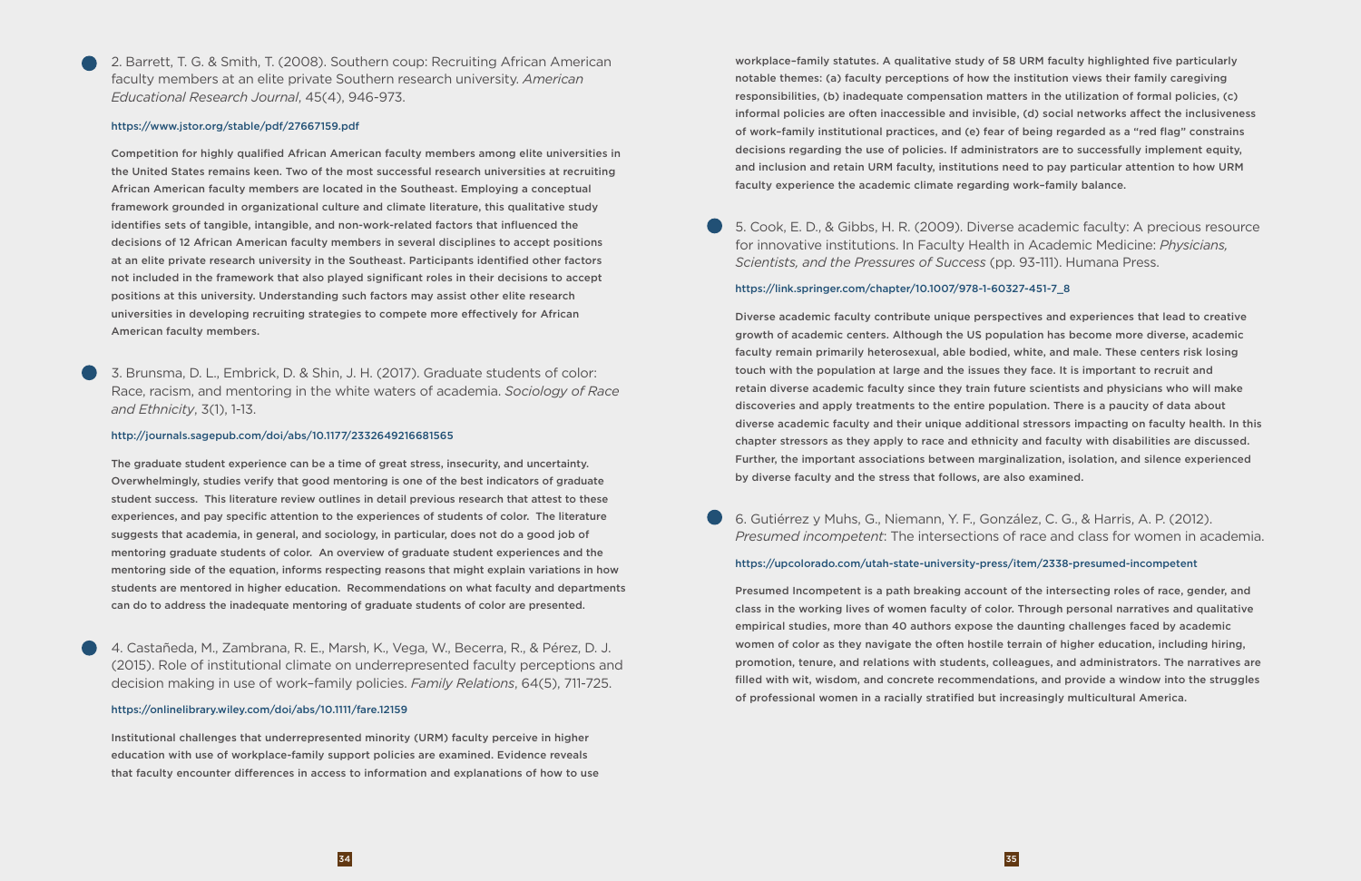2. Barrett, T. G. & Smith, T. (2008). Southern coup: Recruiting African American faculty members at an elite private Southern research university. *American Educational Research Journal*, 45(4), 946-973.

https://www.jstor.org/stable/pdf/27667159.pdf

Competition for highly qualified African American faculty members among elite universities in the United States remains keen. Two of the most successful research universities at recruiting African American faculty members are located in the Southeast. Employing a conceptual framework grounded in organizational culture and climate literature, this qualitative study identifies sets of tangible, intangible, and non-work-related factors that influenced the decisions of 12 African American faculty members in several disciplines to accept positions at an elite private research university in the Southeast. Participants identified other factors not included in the framework that also played significant roles in their decisions to accept positions at this university. Understanding such factors may assist other elite research universities in developing recruiting strategies to compete more effectively for African American faculty members.

3. Brunsma, D. L., Embrick, D. & Shin, J. H. (2017). Graduate students of color: Race, racism, and mentoring in the white waters of academia. *Sociology of Race and Ethnicity*, 3(1), 1-13.

http://journals.sagepub.com/doi/abs/10.1177/2332649216681565

The graduate student experience can be a time of great stress, insecurity, and uncertainty. Overwhelmingly, studies verify that good mentoring is one of the best indicators of graduate student success. This literature review outlines in detail previous research that attest to these experiences, and pay specific attention to the experiences of students of color. The literature suggests that academia, in general, and sociology, in particular, does not do a good job of mentoring graduate students of color. An overview of graduate student experiences and the mentoring side of the equation, informs respecting reasons that might explain variations in how students are mentored in higher education. Recommendations on what faculty and departments can do to address the inadequate mentoring of graduate students of color are presented.

4. Castañeda, M., Zambrana, R. E., Marsh, K., Vega, W., Becerra, R., & Pérez, D. J. (2015). Role of institutional climate on underrepresented faculty perceptions and decision making in use of work–family policies. *Family Relations*, 64(5), 711-725.

https://onlinelibrary.wiley.com/doi/abs/10.1111/fare.12159

Institutional challenges that underrepresented minority (URM) faculty perceive in higher education with use of workplace-family support policies are examined. Evidence reveals that faculty encounter differences in access to information and explanations of how to use workplace–family statutes. A qualitative study of 58 URM faculty highlighted five particularly notable themes: (a) faculty perceptions of how the institution views their family caregiving responsibilities, (b) inadequate compensation matters in the utilization of formal policies, (c) informal policies are often inaccessible and invisible, (d) social networks affect the inclusiveness of work–family institutional practices, and (e) fear of being regarded as a "red flag" constrains decisions regarding the use of policies. If administrators are to successfully implement equity, and inclusion and retain URM faculty, institutions need to pay particular attention to how URM faculty experience the academic climate regarding work–family balance.

5. Cook, E. D., & Gibbs, H. R. (2009). Diverse academic faculty: A precious resource for innovative institutions. In Faculty Health in Academic Medicine: *Physicians, Scientists, and the Pressures of Success* (pp. 93-111). Humana Press.

https://link.springer.com/chapter/10.1007/978-1-60327-451-7_8

Diverse academic faculty contribute unique perspectives and experiences that lead to creative growth of academic centers. Although the US population has become more diverse, academic faculty remain primarily heterosexual, able bodied, white, and male. These centers risk losing touch with the population at large and the issues they face. It is important to recruit and retain diverse academic faculty since they train future scientists and physicians who will make discoveries and apply treatments to the entire population. There is a paucity of data about diverse academic faculty and their unique additional stressors impacting on faculty health. In this chapter stressors as they apply to race and ethnicity and faculty with disabilities are discussed. Further, the important associations between marginalization, isolation, and silence experienced by diverse faculty and the stress that follows, are also examined.

6. Gutiérrez y Muhs, G., Niemann, Y. F., González, C. G., & Harris, A. P. (2012). *Presumed incompetent*: The intersections of race and class for women in academia.

https://upcolorado.com/utah-state-university-press/item/2338-presumed-incompetent

Presumed Incompetent is a path breaking account of the intersecting roles of race, gender, and class in the working lives of women faculty of color. Through personal narratives and qualitative empirical studies, more than 40 authors expose the daunting challenges faced by academic women of color as they navigate the often hostile terrain of higher education, including hiring, promotion, tenure, and relations with students, colleagues, and administrators. The narratives are filled with wit, wisdom, and concrete recommendations, and provide a window into the struggles of professional women in a racially stratified but increasingly multicultural America.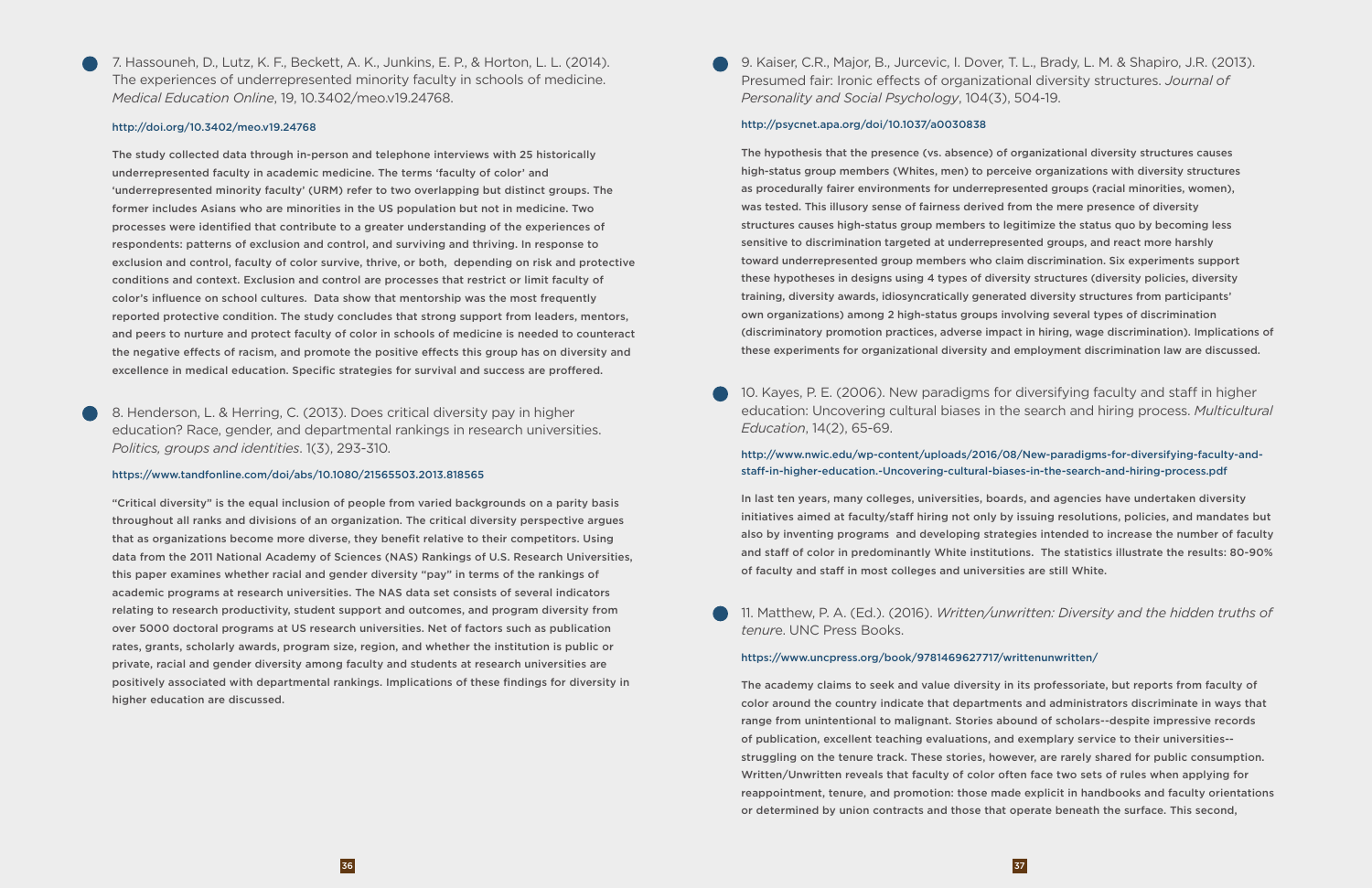7. Hassouneh, D., Lutz, K. F., Beckett, A. K., Junkins, E. P., & Horton, L. L. (2014). The experiences of underrepresented minority faculty in schools of medicine. *Medical Education Online*, 19, 10.3402/meo.v19.24768.

http://doi.org/10.3402/meo.v19.24768

The study collected data through in-person and telephone interviews with 25 historically underrepresented faculty in academic medicine. The terms 'faculty of color' and 'underrepresented minority faculty' (URM) refer to two overlapping but distinct groups. The former includes Asians who are minorities in the US population but not in medicine. Two processes were identified that contribute to a greater understanding of the experiences of respondents: patterns of exclusion and control, and surviving and thriving. In response to exclusion and control, faculty of color survive, thrive, or both, depending on risk and protective conditions and context. Exclusion and control are processes that restrict or limit faculty of color's influence on school cultures. Data show that mentorship was the most frequently reported protective condition. The study concludes that strong support from leaders, mentors, and peers to nurture and protect faculty of color in schools of medicine is needed to counteract the negative effects of racism, and promote the positive effects this group has on diversity and excellence in medical education. Specific strategies for survival and success are proffered.

8. Henderson, L. & Herring, C. (2013). Does critical diversity pay in higher education? Race, gender, and departmental rankings in research universities. *Politics, groups and identities*. 1(3), 293-310.

https://www.tandfonline.com/doi/abs/10.1080/21565503.2013.818565

"Critical diversity" is the equal inclusion of people from varied backgrounds on a parity basis throughout all ranks and divisions of an organization. The critical diversity perspective argues that as organizations become more diverse, they benefit relative to their competitors. Using data from the 2011 National Academy of Sciences (NAS) Rankings of U.S. Research Universities, this paper examines whether racial and gender diversity "pay" in terms of the rankings of academic programs at research universities. The NAS data set consists of several indicators relating to research productivity, student support and outcomes, and program diversity from over 5000 doctoral programs at US research universities. Net of factors such as publication rates, grants, scholarly awards, program size, region, and whether the institution is public or private, racial and gender diversity among faculty and students at research universities are positively associated with departmental rankings. Implications of these findings for diversity in higher education are discussed.

9. Kaiser, C.R., Major, B., Jurcevic, I. Dover, T. L., Brady, L. M. & Shapiro, J.R. (2013). Presumed fair: Ironic effects of organizational diversity structures. *Journal of Personality and Social Psychology*, 104(3), 504-19.

http://psycnet.apa.org/doi/10.1037/a0030838

The hypothesis that the presence (vs. absence) of organizational diversity structures causes high-status group members (Whites, men) to perceive organizations with diversity structures as procedurally fairer environments for underrepresented groups (racial minorities, women), was tested. This illusory sense of fairness derived from the mere presence of diversity structures causes high-status group members to legitimize the status quo by becoming less sensitive to discrimination targeted at underrepresented groups, and react more harshly toward underrepresented group members who claim discrimination. Six experiments support these hypotheses in designs using 4 types of diversity structures (diversity policies, diversity training, diversity awards, idiosyncratically generated diversity structures from participants' own organizations) among 2 high-status groups involving several types of discrimination (discriminatory promotion practices, adverse impact in hiring, wage discrimination). Implications of these experiments for organizational diversity and employment discrimination law are discussed.

10. Kayes, P. E. (2006). New paradigms for diversifying faculty and staff in higher education: Uncovering cultural biases in the search and hiring process. *Multicultural Education*, 14(2), 65-69.

http://www.nwic.edu/wp-content/uploads/2016/08/New-paradigms-for-diversifying-faculty-and-staff-in-higher-education.-Uncovering-cultural-biases-in-the-search-and-hiring-process.pdf

In last ten years, many colleges, universities, boards, and agencies have undertaken diversity initiatives aimed at faculty/staff hiring not only by issuing resolutions, policies, and mandates but also by inventing programs and developing strategies intended to increase the number of faculty and staff of color in predominantly White institutions. The statistics illustrate the results: 80-90% of faculty and staff in most colleges and universities are still White.

11. Matthew, P. A. (Ed.). (2016). *Written/unwritten: Diversity and the hidden truths of tenure*. UNC Press Books.

https://www.uncpress.org/book/9781469627717/writtenunwritten/

The academy claims to seek and value diversity in its professoriate, but reports from faculty of color around the country indicate that departments and administrators discriminate in ways that range from unintentional to malignant. Stories abound of scholars--despite impressive records of publication, excellent teaching evaluations, and exemplary service to their universities--struggling on the tenure track. These stories, however, are rarely shared for public consumption. Written/Unwritten reveals that faculty of color often face two sets of rules when applying for reappointment, tenure, and promotion: those made explicit in handbooks and faculty orientations or determined by union contracts and those that operate beneath the surface. This second,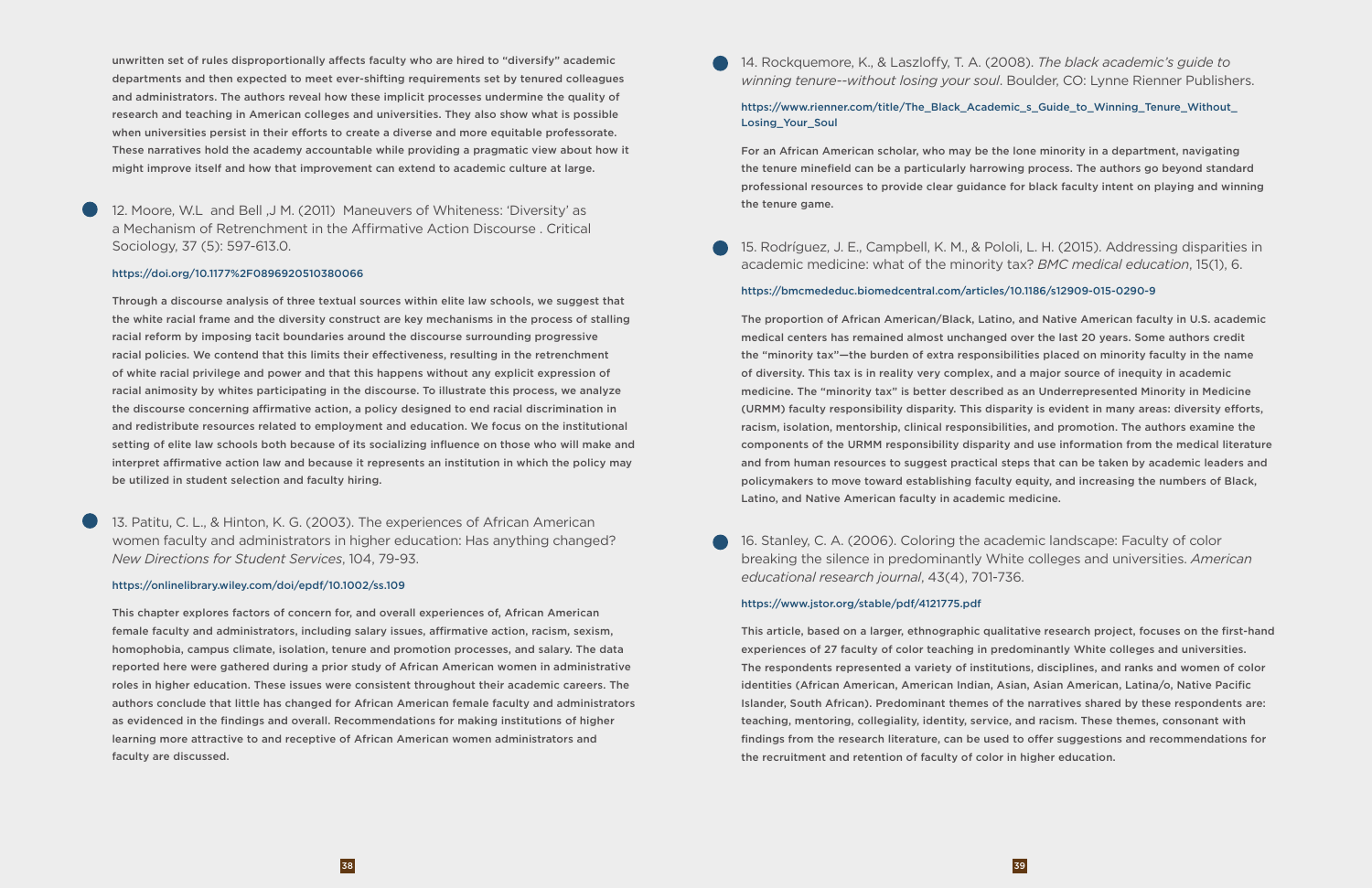unwritten set of rules disproportionally affects faculty who are hired to "diversify" academic departments and then expected to meet ever-shifting requirements set by tenured colleagues and administrators. The authors reveal how these implicit processes undermine the quality of research and teaching in American colleges and universities. They also show what is possible when universities persist in their efforts to create a diverse and more equitable professorate. These narratives hold the academy accountable while providing a pragmatic view about how it might improve itself and how that improvement can extend to academic culture at large.

12. Moore, W.L and Bell ,J M. (2011) Maneuvers of Whiteness: 'Diversity' as a Mechanism of Retrenchment in the Affirmative Action Discourse . Critical Sociology, 37 (5): 597-613.0.

https://doi.org/10.1177%2F0896920510380066

Through a discourse analysis of three textual sources within elite law schools, we suggest that the white racial frame and the diversity construct are key mechanisms in the process of stalling racial reform by imposing tacit boundaries around the discourse surrounding progressive racial policies. We contend that this limits their effectiveness, resulting in the retrenchment of white racial privilege and power and that this happens without any explicit expression of racial animosity by whites participating in the discourse. To illustrate this process, we analyze the discourse concerning affirmative action, a policy designed to end racial discrimination in and redistribute resources related to employment and education. We focus on the institutional setting of elite law schools both because of its socializing influence on those who will make and interpret affirmative action law and because it represents an institution in which the policy may be utilized in student selection and faculty hiring.

13. Patitu, C. L., & Hinton, K. G. (2003). The experiences of African American women faculty and administrators in higher education: Has anything changed? *New Directions for Student Services*, 104, 79-93.

https://onlinelibrary.wiley.com/doi/epdf/10.1002/ss.109

This chapter explores factors of concern for, and overall experiences of, African American female faculty and administrators, including salary issues, affirmative action, racism, sexism, homophobia, campus climate, isolation, tenure and promotion processes, and salary. The data reported here were gathered during a prior study of African American women in administrative roles in higher education. These issues were consistent throughout their academic careers. The authors conclude that little has changed for African American female faculty and administrators as evidenced in the findings and overall. Recommendations for making institutions of higher learning more attractive to and receptive of African American women administrators and faculty are discussed.

14. Rockquemore, K., & Laszloffy, T. A. (2008). *The black academic's guide to winning tenure--without losing your soul*. Boulder, CO: Lynne Rienner Publishers.

https://www.rienner.com/title/The_Black_Academic_s_Guide_to_Winning_Tenure_Without_Losing_Your_Soul

For an African American scholar, who may be the lone minority in a department, navigating the tenure minefield can be a particularly harrowing process. The authors go beyond standard professional resources to provide clear guidance for black faculty intent on playing and winning the tenure game.

15. Rodríguez, J. E., Campbell, K. M., & Pololi, L. H. (2015). Addressing disparities in academic medicine: what of the minority tax? *BMC medical education*, 15(1), 6.

https://bmcmededuc.biomedcentral.com/articles/10.1186/s12909-015-0290-9

The proportion of African American/Black, Latino, and Native American faculty in U.S. academic medical centers has remained almost unchanged over the last 20 years. Some authors credit the "minority tax"—the burden of extra responsibilities placed on minority faculty in the name of diversity. This tax is in reality very complex, and a major source of inequity in academic medicine. The "minority tax" is better described as an Underrepresented Minority in Medicine (URMM) faculty responsibility disparity. This disparity is evident in many areas: diversity efforts, racism, isolation, mentorship, clinical responsibilities, and promotion. The authors examine the components of the URMM responsibility disparity and use information from the medical literature and from human resources to suggest practical steps that can be taken by academic leaders and policymakers to move toward establishing faculty equity, and increasing the numbers of Black, Latino, and Native American faculty in academic medicine.

16. Stanley, C. A. (2006). Coloring the academic landscape: Faculty of color breaking the silence in predominantly White colleges and universities. *American educational research journal*, 43(4), 701-736.

https://www.jstor.org/stable/pdf/4121775.pdf

This article, based on a larger, ethnographic qualitative research project, focuses on the first-hand experiences of 27 faculty of color teaching in predominantly White colleges and universities. The respondents represented a variety of institutions, disciplines, and ranks and women of color identities (African American, American Indian, Asian, Asian American, Latina/o, Native Pacific Islander, South African). Predominant themes of the narratives shared by these respondents are: teaching, mentoring, collegiality, identity, service, and racism. These themes, consonant with findings from the research literature, can be used to offer suggestions and recommendations for the recruitment and retention of faculty of color in higher education.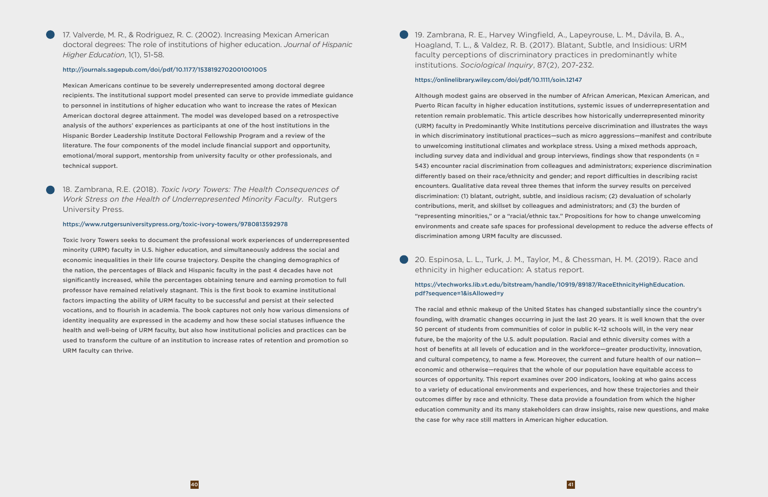17. Valverde, M. R., & Rodriguez, R. C. (2002). Increasing Mexican American doctoral degrees: The role of institutions of higher education. *Journal of Hispanic Higher Education*, 1(1), 51-58.

http://journals.sagepub.com/doi/pdf/10.1177/1538192702001001005

Mexican Americans continue to be severely underrepresented among doctoral degree recipients. The institutional support model presented can serve to provide immediate guidance to personnel in institutions of higher education who want to increase the rates of Mexican American doctoral degree attainment. The model was developed based on a retrospective analysis of the authors' experiences as participants at one of the host institutions in the Hispanic Border Leadership Institute Doctoral Fellowship Program and a review of the literature. The four components of the model include financial support and opportunity, emotional/moral support, mentorship from university faculty or other professionals, and technical support.

18. Zambrana, R.E. (2018). *Toxic Ivory Towers: The Health Consequences of Work Stress on the Health of Underrepresented Minority Faculty*. Rutgers University Press.

https://www.rutgersuniversitypress.org/toxic-ivory-towers/9780813592978

Toxic Ivory Towers seeks to document the professional work experiences of underrepresented minority (URM) faculty in U.S. higher education, and simultaneously address the social and economic inequalities in their life course trajectory. Despite the changing demographics of the nation, the percentages of Black and Hispanic faculty in the past 4 decades have not significantly increased, while the percentages obtaining tenure and earning promotion to full professor have remained relatively stagnant. This is the first book to examine institutional factors impacting the ability of URM faculty to be successful and persist at their selected vocations, and to flourish in academia. The book captures not only how various dimensions of identity inequality are expressed in the academy and how these social statuses influence the health and well-being of URM faculty, but also how institutional policies and practices can be used to transform the culture of an institution to increase rates of retention and promotion so URM faculty can thrive.

19. Zambrana, R. E., Harvey Wingfield, A., Lapeyrouse, L. M., Dávila, B. A., Hoagland, T. L., & Valdez, R. B. (2017). Blatant, Subtle, and Insidious: URM faculty perceptions of discriminatory practices in predominantly white institutions. *Sociological Inquiry*, 87(2), 207-232.

https://onlinelibrary.wiley.com/doi/pdf/10.1111/soin.12147

Although modest gains are observed in the number of African American, Mexican American, and Puerto Rican faculty in higher education institutions, systemic issues of underrepresentation and retention remain problematic. This article describes how historically underrepresented minority (URM) faculty in Predominantly White Institutions perceive discrimination and illustrates the ways in which discriminatory institutional practices—such as micro aggressions—manifest and contribute to unwelcoming institutional climates and workplace stress. Using a mixed methods approach, including survey data and individual and group interviews, findings show that respondents (n = 543) encounter racial discrimination from colleagues and administrators; experience discrimination differently based on their race/ethnicity and gender; and report difficulties in describing racist encounters. Qualitative data reveal three themes that inform the survey results on perceived discrimination: (1) blatant, outright, subtle, and insidious racism; (2) devaluation of scholarly contributions, merit, and skillset by colleagues and administrators; and (3) the burden of "representing minorities," or a "racial/ethnic tax." Propositions for how to change unwelcoming environments and create safe spaces for professional development to reduce the adverse effects of discrimination among URM faculty are discussed.

20. Espinosa, L. L., Turk, J. M., Taylor, M., & Chessman, H. M. (2019). Race and ethnicity in higher education: A status report.

https://vtechworks.lib.vt.edu/bitstream/handle/10919/89187/RaceEthnicityHighEducation.pdf?sequence=1&isAllowed=y

The racial and ethnic makeup of the United States has changed substantially since the country's founding, with dramatic changes occurring in just the last 20 years. It is well known that the over 50 percent of students from communities of color in public K–12 schools will, in the very near future, be the majority of the U.S. adult population. Racial and ethnic diversity comes with a host of benefits at all levels of education and in the workforce—greater productivity, innovation, and cultural competency, to name a few. Moreover, the current and future health of our nation—economic and otherwise—requires that the whole of our population have equitable access to sources of opportunity. This report examines over 200 indicators, looking at who gains access to a variety of educational environments and experiences, and how these trajectories and their outcomes differ by race and ethnicity. These data provide a foundation from which the higher education community and its many stakeholders can draw insights, raise new questions, and make the case for why race still matters in American higher education.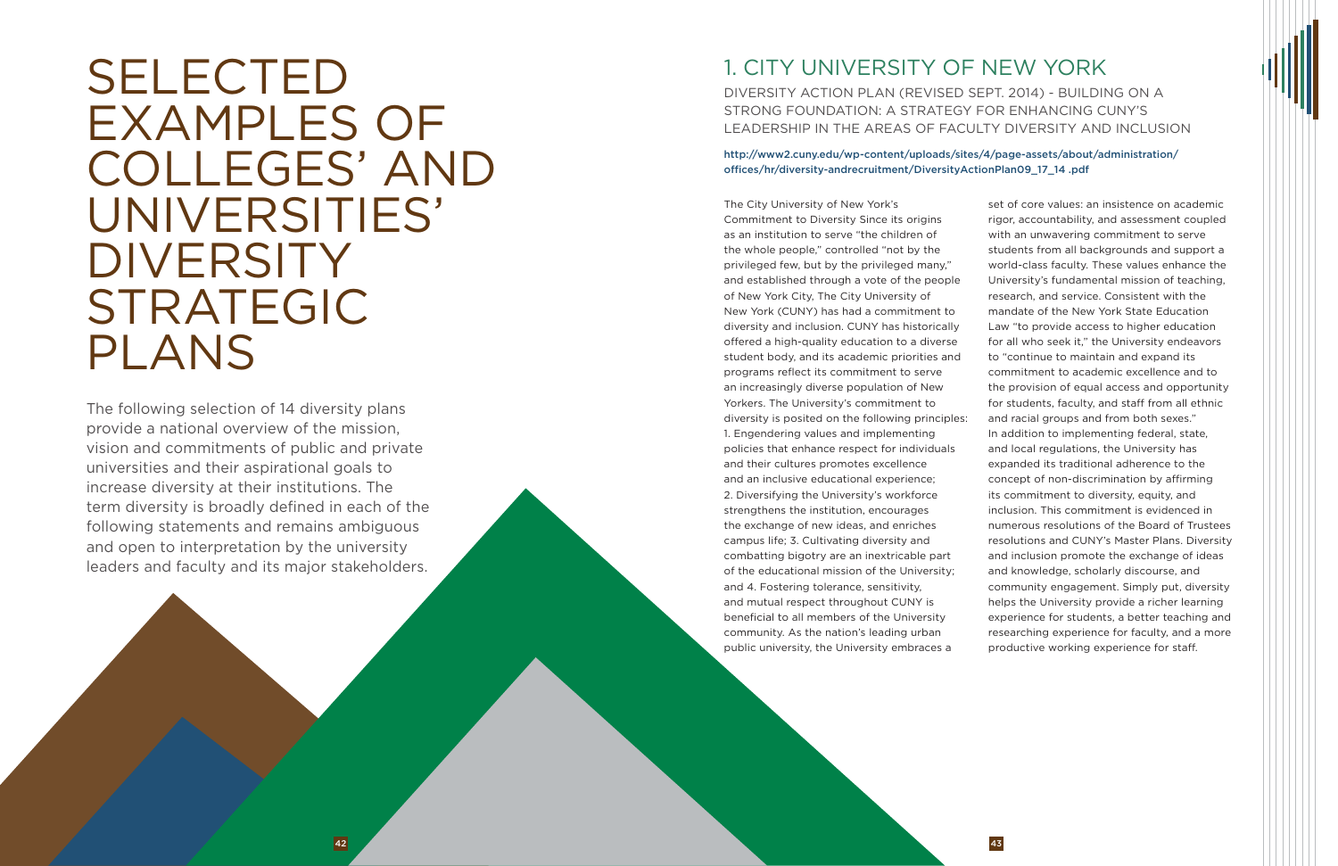# SELECTED EXAMPLES OF COLLEGES' AND UNIVERSITIES' DIVERSITY STRATEGIC PLANS

The following selection of 14 diversity plans provide a national overview of the mission, vision and commitments of public and private universities and their aspirational goals to increase diversity at their institutions. The term diversity is broadly defined in each of the following statements and remains ambiguous and open to interpretation by the university leaders and faculty and its major stakeholders.

## 1. CITY UNIVERSITY OF NEW YORK

DIVERSITY ACTION PLAN (REVISED SEPT. 2014) - BUILDING ON A STRONG FOUNDATION: A STRATEGY FOR ENHANCING CUNY'S LEADERSHIP IN THE AREAS OF FACULTY DIVERSITY AND INCLUSION

http://www2.cuny.edu/wp-content/uploads/sites/4/page-assets/about/administration/offices/hr/diversity-andrecruitment/DiversityActionPlan09_17_14 .pdf

The City University of New York's Commitment to Diversity Since its origins as an institution to serve "the children of the whole people," controlled "not by the privileged few, but by the privileged many," and established through a vote of the people of New York City, The City University of New York (CUNY) has had a commitment to diversity and inclusion. CUNY has historically offered a high-quality education to a diverse student body, and its academic priorities and programs reflect its commitment to serve an increasingly diverse population of New Yorkers. The University's commitment to diversity is posited on the following principles: 1. Engendering values and implementing policies that enhance respect for individuals and their cultures promotes excellence and an inclusive educational experience; 2. Diversifying the University's workforce strengthens the institution, encourages the exchange of new ideas, and enriches campus life; 3. Cultivating diversity and combatting bigotry are an inextricable part of the educational mission of the University; and 4. Fostering tolerance, sensitivity, and mutual respect throughout CUNY is beneficial to all members of the University community. As the nation's leading urban public university, the University embraces a set of core values: an insistence on academic rigor, accountability, and assessment coupled with an unwavering commitment to serve students from all backgrounds and support a world-class faculty. These values enhance the University's fundamental mission of teaching, research, and service. Consistent with the mandate of the New York State Education Law "to provide access to higher education for all who seek it," the University endeavors to "continue to maintain and expand its commitment to academic excellence and to the provision of equal access and opportunity for students, faculty, and staff from all ethnic and racial groups and from both sexes." In addition to implementing federal, state, and local regulations, the University has expanded its traditional adherence to the concept of non-discrimination by affirming its commitment to diversity, equity, and inclusion. This commitment is evidenced in numerous resolutions of the Board of Trustees resolutions and CUNY's Master Plans. Diversity and inclusion promote the exchange of ideas and knowledge, scholarly discourse, and community engagement. Simply put, diversity helps the University provide a richer learning experience for students, a better teaching and researching experience for faculty, and a more productive working experience for staff.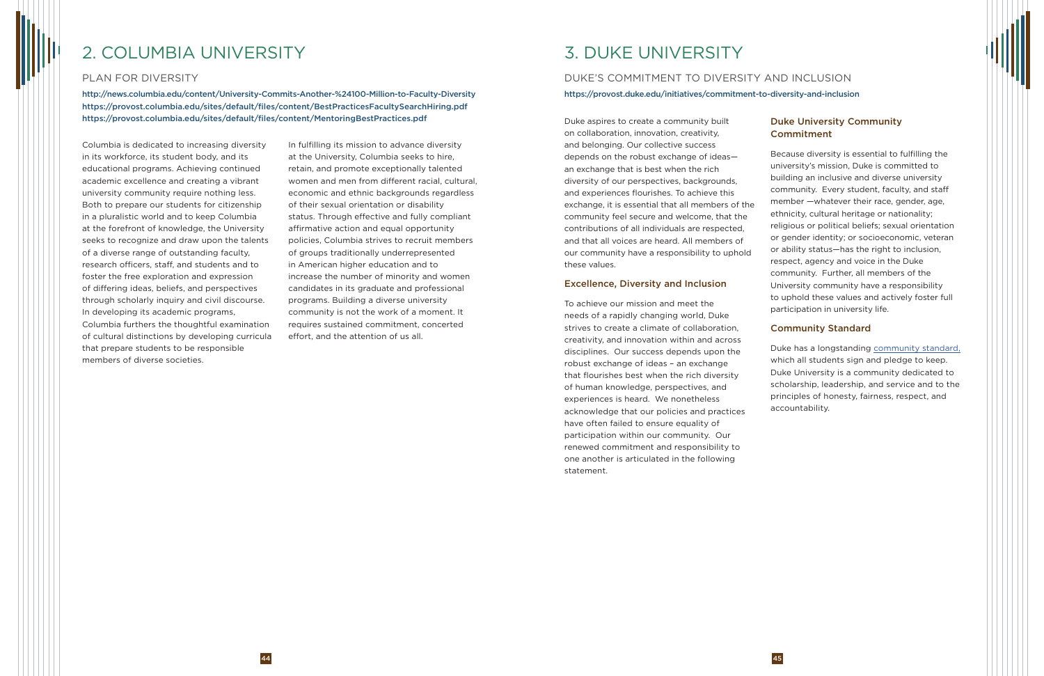# 2. COLUMBIA UNIVERSITY

## PLAN FOR DIVERSITY

http://news.columbia.edu/content/University-Commits-Another-%24100-Million-to-Faculty-Diversity
https://provost.columbia.edu/sites/default/files/content/BestPracticesFacultySearchHiring.pdf
https://provost.columbia.edu/sites/default/files/content/MentoringBestPractices.pdf

Columbia is dedicated to increasing diversity in its workforce, its student body, and its educational programs. Achieving continued academic excellence and creating a vibrant university community require nothing less. Both to prepare our students for citizenship in a pluralistic world and to keep Columbia at the forefront of knowledge, the University seeks to recognize and draw upon the talents of a diverse range of outstanding faculty, research officers, staff, and students and to foster the free exploration and expression of differing ideas, beliefs, and perspectives through scholarly inquiry and civil discourse. In developing its academic programs, Columbia furthers the thoughtful examination of cultural distinctions by developing curricula that prepare students to be responsible members of diverse societies.

In fulfilling its mission to advance diversity at the University, Columbia seeks to hire, retain, and promote exceptionally talented women and men from different racial, cultural, economic and ethnic backgrounds regardless of their sexual orientation or disability status. Through effective and fully compliant affirmative action and equal opportunity policies, Columbia strives to recruit members of groups traditionally underrepresented in American higher education and to increase the number of minority and women candidates in its graduate and professional programs. Building a diverse university community is not the work of a moment. It requires sustained commitment, concerted effort, and the attention of us all.

# 3. DUKE UNIVERSITY

## DUKE'S COMMITMENT TO DIVERSITY AND INCLUSION

https://provost.duke.edu/initiatives/commitment-to-diversity-and-inclusion

Duke aspires to create a community built on collaboration, innovation, creativity, and belonging. Our collective success depends on the robust exchange of ideas—an exchange that is best when the rich diversity of our perspectives, backgrounds, and experiences flourishes. To achieve this exchange, it is essential that all members of the community feel secure and welcome, that the contributions of all individuals are respected, and that all voices are heard. All members of our community have a responsibility to uphold these values.

### Excellence, Diversity and Inclusion

To achieve our mission and meet the needs of a rapidly changing world, Duke strives to create a climate of collaboration, creativity, and innovation within and across disciplines. Our success depends upon the robust exchange of ideas – an exchange that flourishes best when the rich diversity of human knowledge, perspectives, and experiences is heard. We nonetheless acknowledge that our policies and practices have often failed to ensure equality of participation within our community. Our renewed commitment and responsibility to one another is articulated in the following statement.

### Duke University Community Commitment

Because diversity is essential to fulfilling the university's mission, Duke is committed to building an inclusive and diverse university community. Every student, faculty, and staff member —whatever their race, gender, age, ethnicity, cultural heritage or nationality; religious or political beliefs; sexual orientation or gender identity; or socioeconomic, veteran or ability status—has the right to inclusion, respect, agency and voice in the Duke community. Further, all members of the University community have a responsibility to uphold these values and actively foster full participation in university life.

### Community Standard

Duke has a longstanding community standard, which all students sign and pledge to keep. Duke University is a community dedicated to scholarship, leadership, and service and to the principles of honesty, fairness, respect, and accountability.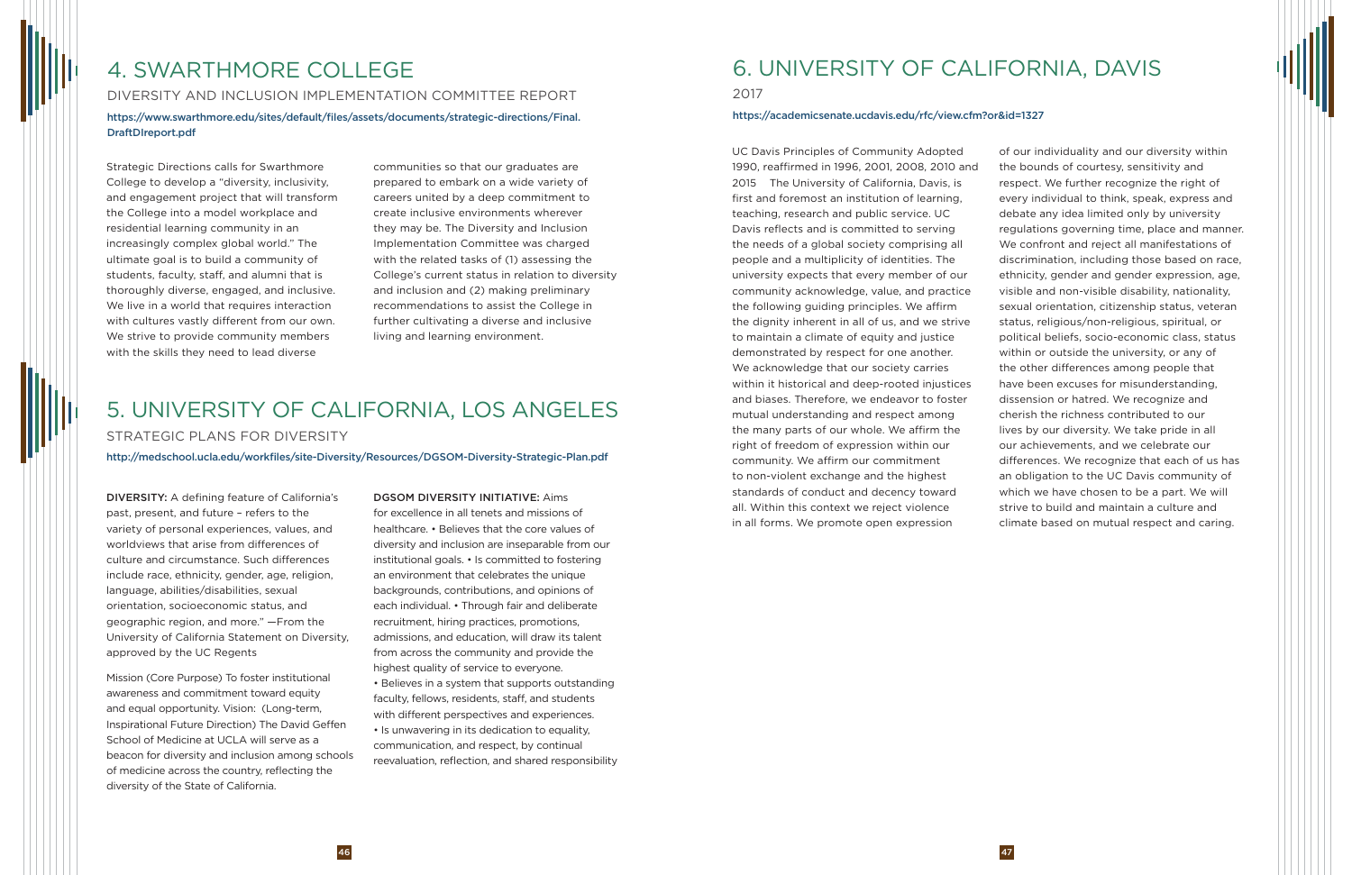# 4. SWARTHMORE COLLEGE

## DIVERSITY AND INCLUSION IMPLEMENTATION COMMITTEE REPORT

https://www.swarthmore.edu/sites/default/files/assets/documents/strategic-directions/Final.DraftDIreport.pdf

Strategic Directions calls for Swarthmore College to develop a "diversity, inclusivity, and engagement project that will transform the College into a model workplace and residential learning community in an increasingly complex global world." The ultimate goal is to build a community of students, faculty, staff, and alumni that is thoroughly diverse, engaged, and inclusive. We live in a world that requires interaction with cultures vastly different from our own. We strive to provide community members with the skills they need to lead diverse communities so that our graduates are prepared to embark on a wide variety of careers united by a deep commitment to create inclusive environments wherever they may be. The Diversity and Inclusion Implementation Committee was charged with the related tasks of (1) assessing the College's current status in relation to diversity and inclusion and (2) making preliminary recommendations to assist the College in further cultivating a diverse and inclusive living and learning environment.

# 5. UNIVERSITY OF CALIFORNIA, LOS ANGELES

## STRATEGIC PLANS FOR DIVERSITY

http://medschool.ucla.edu/workfiles/site-Diversity/Resources/DGSOM-Diversity-Strategic-Plan.pdf

DIVERSITY: A defining feature of California's past, present, and future – refers to the variety of personal experiences, values, and worldviews that arise from differences of culture and circumstance. Such differences include race, ethnicity, gender, age, religion, language, abilities/disabilities, sexual orientation, socioeconomic status, and geographic region, and more." —From the University of California Statement on Diversity, approved by the UC Regents

Mission (Core Purpose) To foster institutional awareness and commitment toward equity and equal opportunity. Vision: (Long-term, Inspirational Future Direction) The David Geffen School of Medicine at UCLA will serve as a beacon for diversity and inclusion among schools of medicine across the country, reflecting the diversity of the State of California.

DGSOM DIVERSITY INITIATIVE: Aims for excellence in all tenets and missions of healthcare. • Believes that the core values of diversity and inclusion are inseparable from our institutional goals. • Is committed to fostering an environment that celebrates the unique backgrounds, contributions, and opinions of each individual. • Through fair and deliberate recruitment, hiring practices, promotions, admissions, and education, will draw its talent from across the community and provide the highest quality of service to everyone.
• Believes in a system that supports outstanding faculty, fellows, residents, staff, and students with different perspectives and experiences.
• Is unwavering in its dedication to equality, communication, and respect, by continual reevaluation, reflection, and shared responsibility

# 6. UNIVERSITY OF CALIFORNIA, DAVIS

2017

https://academicsenate.ucdavis.edu/rfc/view.cfm?or&id=1327

UC Davis Principles of Community Adopted 1990, reaffirmed in 1996, 2001, 2008, 2010 and 2015 The University of California, Davis, is first and foremost an institution of learning, teaching, research and public service. UC Davis reflects and is committed to serving the needs of a global society comprising all people and a multiplicity of identities. The university expects that every member of our community acknowledge, value, and practice the following guiding principles. We affirm the dignity inherent in all of us, and we strive to maintain a climate of equity and justice demonstrated by respect for one another. We acknowledge that our society carries within it historical and deep-rooted injustices and biases. Therefore, we endeavor to foster mutual understanding and respect among the many parts of our whole. We affirm the right of freedom of expression within our community. We affirm our commitment to non-violent exchange and the highest standards of conduct and decency toward all. Within this context we reject violence in all forms. We promote open expression of our individuality and our diversity within the bounds of courtesy, sensitivity and respect. We further recognize the right of every individual to think, speak, express and debate any idea limited only by university regulations governing time, place and manner. We confront and reject all manifestations of discrimination, including those based on race, ethnicity, gender and gender expression, age, visible and non-visible disability, nationality, sexual orientation, citizenship status, veteran status, religious/non-religious, spiritual, or political beliefs, socio-economic class, status within or outside the university, or any of the other differences among people that have been excuses for misunderstanding, dissension or hatred. We recognize and cherish the richness contributed to our lives by our diversity. We take pride in all our achievements, and we celebrate our differences. We recognize that each of us has an obligation to the UC Davis community of which we have chosen to be a part. We will strive to build and maintain a culture and climate based on mutual respect and caring.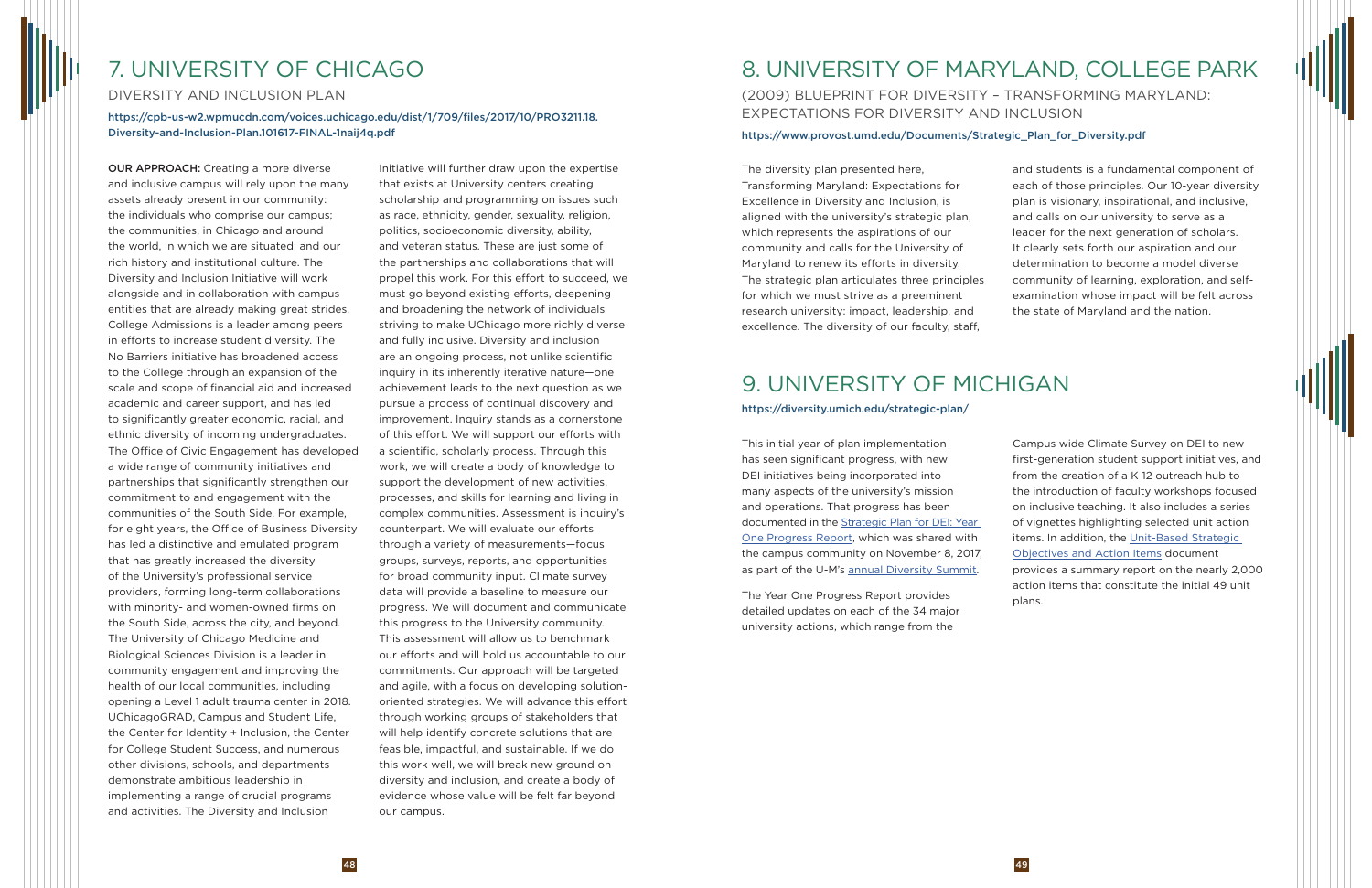# 7. UNIVERSITY OF CHICAGO

DIVERSITY AND INCLUSION PLAN

https://cpb-us-w2.wpmucdn.com/voices.uchicago.edu/dist/1/709/files/2017/10/PRO3211.18.Diversity-and-Inclusion-Plan.101617-FINAL-1naij4q.pdf

**OUR APPROACH:** Creating a more diverse and inclusive campus will rely upon the many assets already present in our community: the individuals who comprise our campus; the communities, in Chicago and around the world, in which we are situated; and our rich history and institutional culture. The Diversity and Inclusion Initiative will work alongside and in collaboration with campus entities that are already making great strides. College Admissions is a leader among peers in efforts to increase student diversity. The No Barriers initiative has broadened access to the College through an expansion of the scale and scope of financial aid and increased academic and career support, and has led to significantly greater economic, racial, and ethnic diversity of incoming undergraduates. The Office of Civic Engagement has developed a wide range of community initiatives and partnerships that significantly strengthen our commitment to and engagement with the communities of the South Side. For example, for eight years, the Office of Business Diversity has led a distinctive and emulated program that has greatly increased the diversity of the University's professional service providers, forming long-term collaborations with minority- and women-owned firms on the South Side, across the city, and beyond. The University of Chicago Medicine and Biological Sciences Division is a leader in community engagement and improving the health of our local communities, including opening a Level 1 adult trauma center in 2018. UChicagoGRAD, Campus and Student Life, the Center for Identity + Inclusion, the Center for College Student Success, and numerous other divisions, schools, and departments demonstrate ambitious leadership in implementing a range of crucial programs and activities. The Diversity and Inclusion Initiative will further draw upon the expertise that exists at University centers creating scholarship and programming on issues such as race, ethnicity, gender, sexuality, religion, politics, socioeconomic diversity, ability, and veteran status. These are just some of the partnerships and collaborations that will propel this work. For this effort to succeed, we must go beyond existing efforts, deepening and broadening the network of individuals striving to make UChicago more richly diverse and fully inclusive. Diversity and inclusion are an ongoing process, not unlike scientific inquiry in its inherently iterative nature—one achievement leads to the next question as we pursue a process of continual discovery and improvement. Inquiry stands as a cornerstone of this effort. We will support our efforts with a scientific, scholarly process. Through this work, we will create a body of knowledge to support the development of new activities, processes, and skills for learning and living in complex communities. Assessment is inquiry's counterpart. We will evaluate our efforts through a variety of measurements—focus groups, surveys, reports, and opportunities for broad community input. Climate survey data will provide a baseline to measure our progress. We will document and communicate this progress to the University community. This assessment will allow us to benchmark our efforts and will hold us accountable to our commitments. Our approach will be targeted and agile, with a focus on developing solution-oriented strategies. We will advance this effort through working groups of stakeholders that will help identify concrete solutions that are feasible, impactful, and sustainable. If we do this work well, we will break new ground on diversity and inclusion, and create a body of evidence whose value will be felt far beyond our campus.

# 8. UNIVERSITY OF MARYLAND, COLLEGE PARK

(2009) BLUEPRINT FOR DIVERSITY – TRANSFORMING MARYLAND: EXPECTATIONS FOR DIVERSITY AND INCLUSION

https://www.provost.umd.edu/Documents/Strategic_Plan_for_Diversity.pdf

The diversity plan presented here, Transforming Maryland: Expectations for Excellence in Diversity and Inclusion, is aligned with the university's strategic plan, which represents the aspirations of our community and calls for the University of Maryland to renew its efforts in diversity. The strategic plan articulates three principles for which we must strive as a preeminent research university: impact, leadership, and excellence. The diversity of our faculty, staff, and students is a fundamental component of each of those principles. Our 10-year diversity plan is visionary, inspirational, and inclusive, and calls on our university to serve as a leader for the next generation of scholars. It clearly sets forth our aspiration and our determination to become a model diverse community of learning, exploration, and self-examination whose impact will be felt across the state of Maryland and the nation.

# 9. UNIVERSITY OF MICHIGAN

https://diversity.umich.edu/strategic-plan/

This initial year of plan implementation has seen significant progress, with new DEI initiatives being incorporated into many aspects of the university's mission and operations. That progress has been documented in the Strategic Plan for DEI: Year One Progress Report, which was shared with the campus community on November 8, 2017, as part of the U-M's annual Diversity Summit.

The Year One Progress Report provides detailed updates on each of the 34 major university actions, which range from the Campus wide Climate Survey on DEI to new first-generation student support initiatives, and from the creation of a K-12 outreach hub to the introduction of faculty workshops focused on inclusive teaching. It also includes a series of vignettes highlighting selected unit action items. In addition, the Unit-Based Strategic Objectives and Action Items document provides a summary report on the nearly 2,000 action items that constitute the initial 49 unit plans.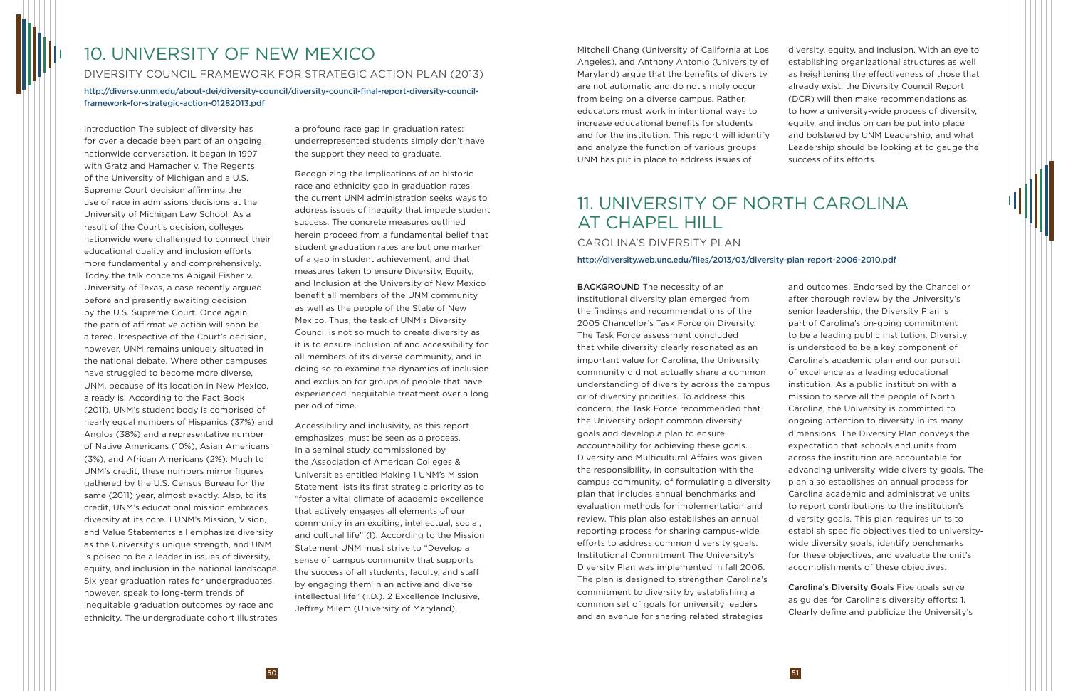# 10. UNIVERSITY OF NEW MEXICO

## DIVERSITY COUNCIL FRAMEWORK FOR STRATEGIC ACTION PLAN (2013)

http://diverse.unm.edu/about-dei/diversity-council/diversity-council-final-report-diversity-council-framework-for-strategic-action-01282013.pdf

Introduction The subject of diversity has for over a decade been part of an ongoing, nationwide conversation. It began in 1997 with Gratz and Hamacher v. The Regents of the University of Michigan and a U.S. Supreme Court decision affirming the use of race in admissions decisions at the University of Michigan Law School. As a result of the Court's decision, colleges nationwide were challenged to connect their educational quality and inclusion efforts more fundamentally and comprehensively. Today the talk concerns Abigail Fisher v. University of Texas, a case recently argued before and presently awaiting decision by the U.S. Supreme Court. Once again, the path of affirmative action will soon be altered. Irrespective of the Court's decision, however, UNM remains uniquely situated in the national debate. Where other campuses have struggled to become more diverse, UNM, because of its location in New Mexico, already is. According to the Fact Book (2011), UNM's student body is comprised of nearly equal numbers of Hispanics (37%) and Anglos (38%) and a representative number of Native Americans (10%), Asian Americans (3%), and African Americans (2%). Much to UNM's credit, these numbers mirror figures gathered by the U.S. Census Bureau for the same (2011) year, almost exactly. Also, to its credit, UNM's educational mission embraces diversity at its core. 1 UNM's Mission, Vision, and Value Statements all emphasize diversity as the University's unique strength, and UNM is poised to be a leader in issues of diversity, equity, and inclusion in the national landscape. Six-year graduation rates for undergraduates, however, speak to long-term trends of inequitable graduation outcomes by race and ethnicity. The undergraduate cohort illustrates a profound race gap in graduation rates: underrepresented students simply don't have the support they need to graduate.

Recognizing the implications of an historic race and ethnicity gap in graduation rates, the current UNM administration seeks ways to address issues of inequity that impede student success. The concrete measures outlined herein proceed from a fundamental belief that student graduation rates are but one marker of a gap in student achievement, and that measures taken to ensure Diversity, Equity, and Inclusion at the University of New Mexico benefit all members of the UNM community as well as the people of the State of New Mexico. Thus, the task of UNM's Diversity Council is not so much to create diversity as it is to ensure inclusion of and accessibility for all members of its diverse community, and in doing so to examine the dynamics of inclusion and exclusion for groups of people that have experienced inequitable treatment over a long period of time.

Accessibility and inclusivity, as this report emphasizes, must be seen as a process. In a seminal study commissioned by the Association of American Colleges & Universities entitled Making 1 UNM's Mission Statement lists its first strategic priority as to "foster a vital climate of academic excellence that actively engages all elements of our community in an exciting, intellectual, social, and cultural life" (I). According to the Mission Statement UNM must strive to "Develop a sense of community that supports the success of all students, faculty, and staff by engaging them in an active and diverse intellectual life" (I.D.). 2 Excellence Inclusive, Jeffrey Milem (University of Maryland), Mitchell Chang (University of California at Los Angeles), and Anthony Antonio (University of Maryland) argue that the benefits of diversity are not automatic and do not simply occur from being on a diverse campus. Rather, educators must work in intentional ways to increase educational benefits for students and for the institution. This report will identify and analyze the function of various groups UNM has put in place to address issues of diversity, equity, and inclusion. With an eye to establishing organizational structures as well as heightening the effectiveness of those that already exist, the Diversity Council Report (DCR) will then make recommendations as to how a university-wide process of diversity, equity, and inclusion can be put into place and bolstered by UNM Leadership, and what Leadership should be looking at to gauge the success of its efforts.

# 11. UNIVERSITY OF NORTH CAROLINA AT CHAPEL HILL

## CAROLINA'S DIVERSITY PLAN

http://diversity.web.unc.edu/files/2013/03/diversity-plan-report-2006-2010.pdf

**BACKGROUND** The necessity of an institutional diversity plan emerged from the findings and recommendations of the 2005 Chancellor's Task Force on Diversity. The Task Force assessment concluded that while diversity clearly resonated as an important value for Carolina, the University community did not actually share a common understanding of diversity across the campus or of diversity priorities. To address this concern, the Task Force recommended that the University adopt common diversity goals and develop a plan to ensure accountability for achieving these goals. Diversity and Multicultural Affairs was given the responsibility, in consultation with the campus community, of formulating a diversity plan that includes annual benchmarks and evaluation methods for implementation and review. This plan also establishes an annual reporting process for sharing campus-wide efforts to address common diversity goals. Institutional Commitment The University's Diversity Plan was implemented in fall 2006. The plan is designed to strengthen Carolina's commitment to diversity by establishing a common set of goals for university leaders and an avenue for sharing related strategies and outcomes. Endorsed by the Chancellor after thorough review by the University's senior leadership, the Diversity Plan is part of Carolina's on-going commitment to be a leading public institution. Diversity is understood to be a key component of Carolina's academic plan and our pursuit of excellence as a leading educational institution. As a public institution with a mission to serve all the people of North Carolina, the University is committed to ongoing attention to diversity in its many dimensions. The Diversity Plan conveys the expectation that schools and units from across the institution are accountable for advancing university-wide diversity goals. The plan also establishes an annual process for Carolina academic and administrative units to report contributions to the institution's diversity goals. This plan requires units to establish specific objectives tied to university-wide diversity goals, identify benchmarks for these objectives, and evaluate the unit's accomplishments of these objectives.

**Carolina's Diversity Goals** Five goals serve as guides for Carolina's diversity efforts: 1. Clearly define and publicize the University's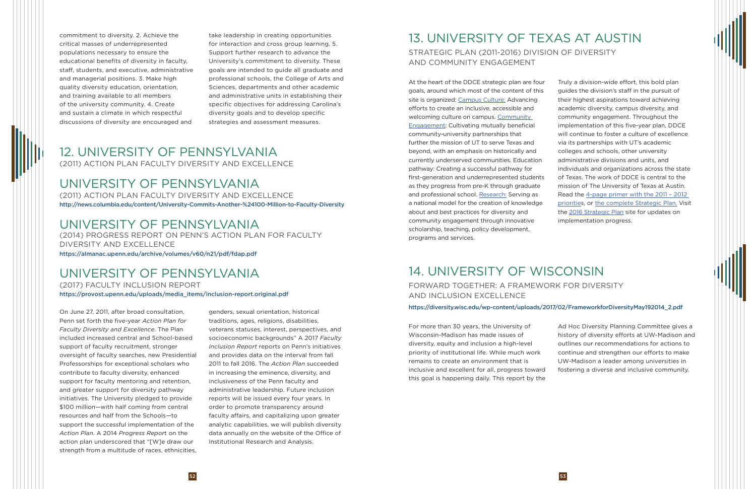commitment to diversity. 2. Achieve the critical masses of underrepresented populations necessary to ensure the educational benefits of diversity in faculty, staff, students, and executive, administrative and managerial positions. 3. Make high quality diversity education, orientation, and training available to all members of the university community. 4. Create and sustain a climate in which respectful discussions of diversity are encouraged and take leadership in creating opportunities for interaction and cross group learning. 5. Support further research to advance the University's commitment to diversity. These goals are intended to guide all graduate and professional schools, the College of Arts and Sciences, departments and other academic and administrative units in establishing their specific objectives for addressing Carolina's diversity goals and to develop specific strategies and assessment measures.

## 12. UNIVERSITY OF PENNSYLVANIA

(2011) ACTION PLAN FACULTY DIVERSITY AND EXCELLENCE

## UNIVERSITY OF PENNSYLVANIA

(2011) ACTION PLAN FACULTY DIVERSITY AND EXCELLENCE

http://news.columbia.edu/content/University-Commits-Another-%24100-Million-to-Faculty-Diversity

## UNIVERSITY OF PENNSYLVANIA

(2014) PROGRESS REPORT ON PENN'S ACTION PLAN FOR FACULTY DIVERSITY AND EXCELLENCE

https://almanac.upenn.edu/archive/volumes/v60/n21/pdf/fdap.pdf

## UNIVERSITY OF PENNSYLVANIA

(2017) FACULTY INCLUSION REPORT

https://provost.upenn.edu/uploads/media_items/inclusion-report.original.pdf

On June 27, 2011, after broad consultation, Penn set forth the five-year *Action Plan for Faculty Diversity and Excellence*. The Plan included increased central and School-based support of faculty recruitment, stronger oversight of faculty searches, new Presidential Professorships for exceptional scholars who contribute to faculty diversity, enhanced support for faculty mentoring and retention, and greater support for diversity pathway initiatives. The University pledged to provide $100 million—with half coming from central resources and half from the Schools—to support the successful implementation of the *Action Plan*. A 2014 *Progress Report* on the action plan underscored that "[W]e draw our strength from a multitude of races, ethnicities, genders, sexual orientation, historical traditions, ages, religions, disabilities, veterans statuses, interest, perspectives, and socioeconomic backgrounds" A 2017 *Faculty Inclusion Report* reports on Penn's initiatives and provides data on the interval from fall 2011 to fall 2016. The *Action Plan* succeeded in increasing the eminence, diversity, and inclusiveness of the Penn faculty and administrative leadership. Future inclusion reports will be issued every four years. In order to promote transparency around faculty affairs, and capitalizing upon greater analytic capabilities, we will publish diversity data annually on the website of the Office of Institutional Research and Analysis.

## 13. UNIVERSITY OF TEXAS AT AUSTIN

STRATEGIC PLAN (2011-2016) DIVISION OF DIVERSITY AND COMMUNITY ENGAGEMENT

At the heart of the DDCE strategic plan are four goals, around which most of the content of this site is organized: Campus Culture: Advancing efforts to create an inclusive, accessible and welcoming culture on campus. Community Engagement: Cultivating mutually beneficial community-university partnerships that further the mission of UT to serve Texas and beyond, with an emphasis on historically and currently underserved communities. Education pathway: Creating a successful pathway for first-generation and underrepresented students as they progress from pre-K through graduate and professional school. Research: Serving as a national model for the creation of knowledge about and best practices for diversity and community engagement through innovative scholarship, teaching, policy development, programs and services.

Truly a division-wide effort, this bold plan guides the division's staff in the pursuit of their highest aspirations toward achieving academic diversity, campus diversity, and community engagement. Throughout the implementation of this five-year plan, DDCE will continue to foster a culture of excellence via its partnerships with UT's academic colleges and schools, other university administrative divisions and units, and individuals and organizations across the state of Texas. The work of DDCE is central to the mission of The University of Texas at Austin. Read the 4-page primer with the 2011 – 2012 priorities, or the complete Strategic Plan. Visit the 2016 Strategic Plan site for updates on implementation progress.

## 14. UNIVERSITY OF WISCONSIN

FORWARD TOGETHER: A FRAMEWORK FOR DIVERSITY AND INCLUSION EXCELLENCE

https://diversity.wisc.edu/wp-content/uploads/2017/02/FrameworkforDiversityMay192014_2.pdf

For more than 30 years, the University of Wisconsin-Madison has made issues of diversity, equity and inclusion a high-level priority of institutional life. While much work remains to create an environment that is inclusive and excellent for all, progress toward this goal is happening daily. This report by the Ad Hoc Diversity Planning Committee gives a history of diversity efforts at UW-Madison and outlines our recommendations for actions to continue and strengthen our efforts to make UW-Madison a leader among universities in fostering a diverse and inclusive community.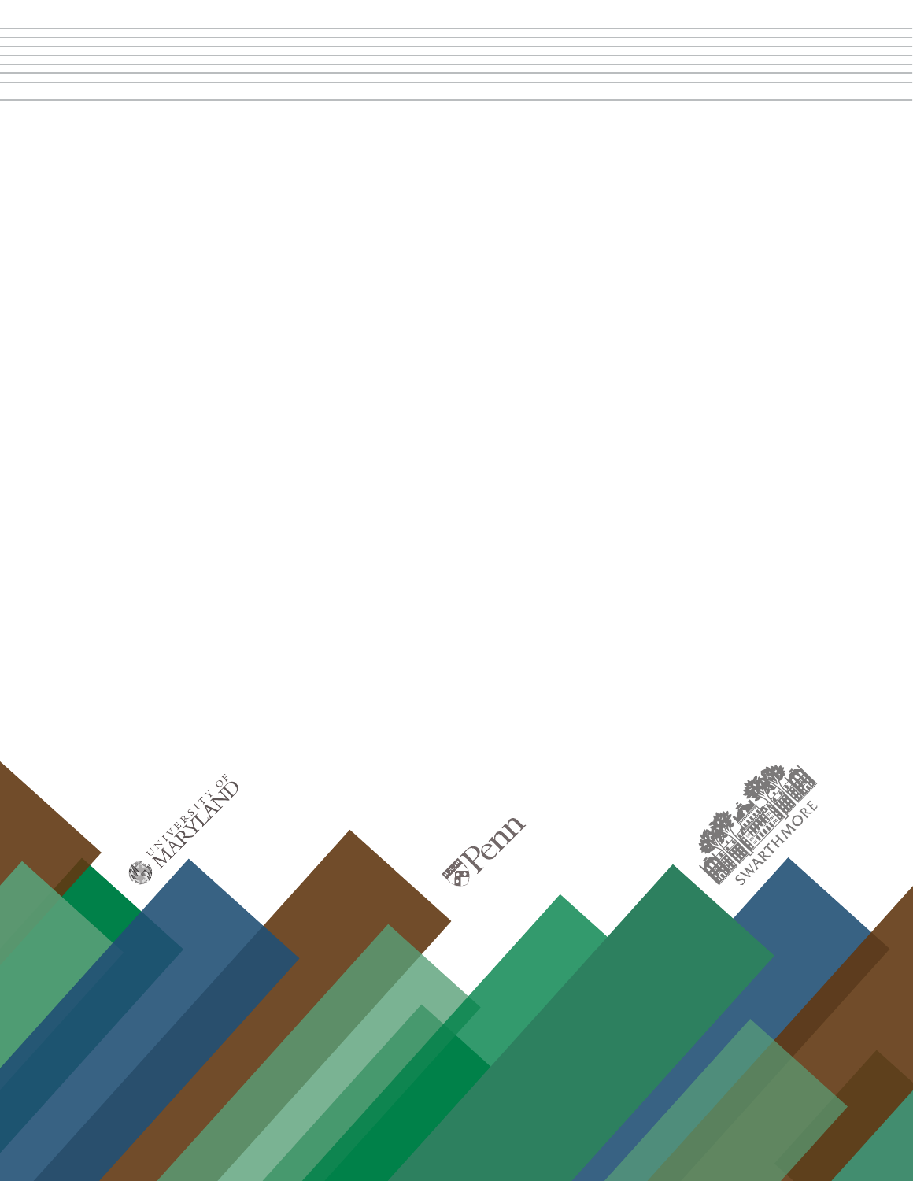UNIVERSITY OF MARYLAND

Penn

SWARTHMORE